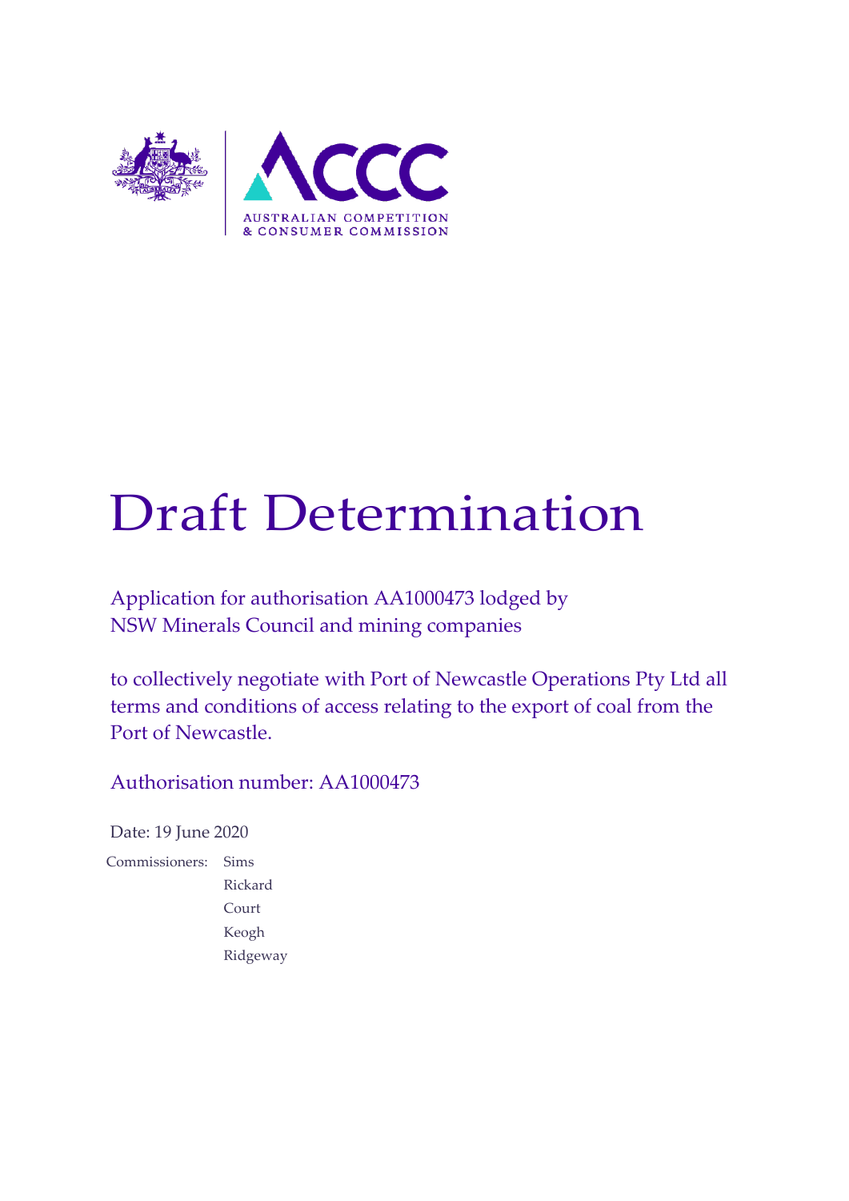AUSTRALIAN COMPETITION & CONSUMER COMMISSION

# Draft Determination

Application for authorisation AA1000473 lodged by NSW Minerals Council and mining companies

to collectively negotiate with Port of Newcastle Operations Pty Ltd all terms and conditions of access relating to the export of coal from the Port of Newcastle.

Authorisation number: AA1000473

Date: 19 June 2020

Commissioners: Sims
Rickard
Court
Keogh
Ridgeway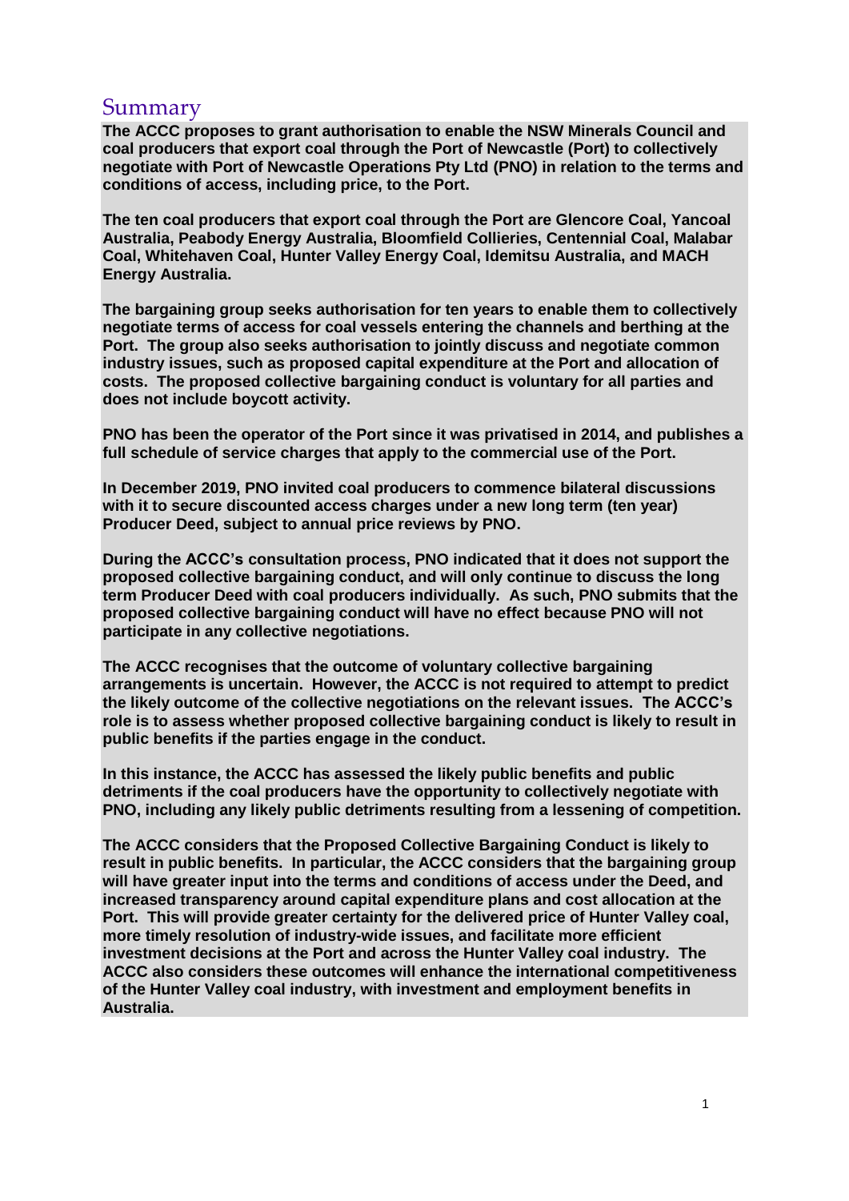# Summary

**The ACCC proposes to grant authorisation to enable the NSW Minerals Council and coal producers that export coal through the Port of Newcastle (Port) to collectively negotiate with Port of Newcastle Operations Pty Ltd (PNO) in relation to the terms and conditions of access, including price, to the Port.**

**The ten coal producers that export coal through the Port are Glencore Coal, Yancoal Australia, Peabody Energy Australia, Bloomfield Collieries, Centennial Coal, Malabar Coal, Whitehaven Coal, Hunter Valley Energy Coal, Idemitsu Australia, and MACH Energy Australia.**

**The bargaining group seeks authorisation for ten years to enable them to collectively negotiate terms of access for coal vessels entering the channels and berthing at the Port. The group also seeks authorisation to jointly discuss and negotiate common industry issues, such as proposed capital expenditure at the Port and allocation of costs. The proposed collective bargaining conduct is voluntary for all parties and does not include boycott activity.**

**PNO has been the operator of the Port since it was privatised in 2014, and publishes a full schedule of service charges that apply to the commercial use of the Port.**

**In December 2019, PNO invited coal producers to commence bilateral discussions with it to secure discounted access charges under a new long term (ten year) Producer Deed, subject to annual price reviews by PNO.**

**During the ACCC's consultation process, PNO indicated that it does not support the proposed collective bargaining conduct, and will only continue to discuss the long term Producer Deed with coal producers individually. As such, PNO submits that the proposed collective bargaining conduct will have no effect because PNO will not participate in any collective negotiations.**

**The ACCC recognises that the outcome of voluntary collective bargaining arrangements is uncertain. However, the ACCC is not required to attempt to predict the likely outcome of the collective negotiations on the relevant issues. The ACCC's role is to assess whether proposed collective bargaining conduct is likely to result in public benefits if the parties engage in the conduct.**

**In this instance, the ACCC has assessed the likely public benefits and public detriments if the coal producers have the opportunity to collectively negotiate with PNO, including any likely public detriments resulting from a lessening of competition.**

**The ACCC considers that the Proposed Collective Bargaining Conduct is likely to result in public benefits. In particular, the ACCC considers that the bargaining group will have greater input into the terms and conditions of access under the Deed, and increased transparency around capital expenditure plans and cost allocation at the Port. This will provide greater certainty for the delivered price of Hunter Valley coal, more timely resolution of industry-wide issues, and facilitate more efficient investment decisions at the Port and across the Hunter Valley coal industry. The ACCC also considers these outcomes will enhance the international competitiveness of the Hunter Valley coal industry, with investment and employment benefits in Australia.**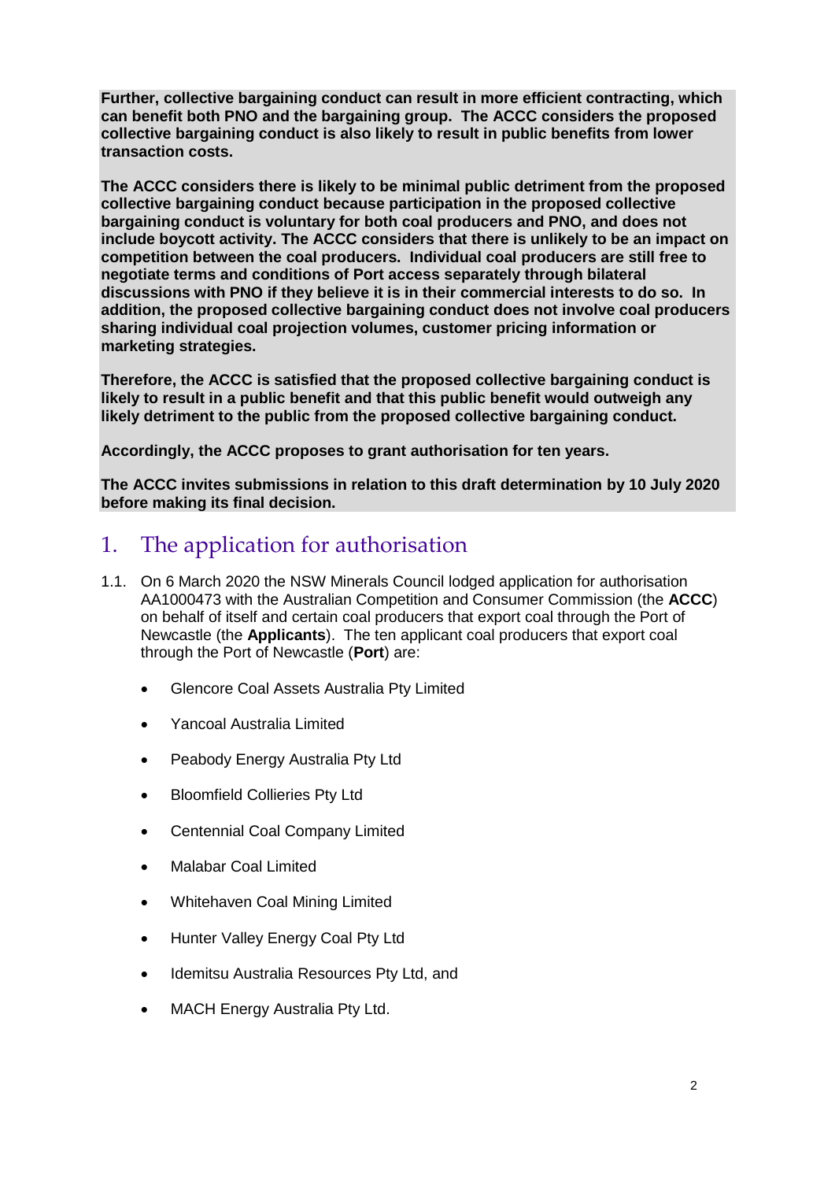**Further, collective bargaining conduct can result in more efficient contracting, which can benefit both PNO and the bargaining group. The ACCC considers the proposed collective bargaining conduct is also likely to result in public benefits from lower transaction costs.**

**The ACCC considers there is likely to be minimal public detriment from the proposed collective bargaining conduct because participation in the proposed collective bargaining conduct is voluntary for both coal producers and PNO, and does not include boycott activity. The ACCC considers that there is unlikely to be an impact on competition between the coal producers. Individual coal producers are still free to negotiate terms and conditions of Port access separately through bilateral discussions with PNO if they believe it is in their commercial interests to do so. In addition, the proposed collective bargaining conduct does not involve coal producers sharing individual coal projection volumes, customer pricing information or marketing strategies.**

**Therefore, the ACCC is satisfied that the proposed collective bargaining conduct is likely to result in a public benefit and that this public benefit would outweigh any likely detriment to the public from the proposed collective bargaining conduct.**

**Accordingly, the ACCC proposes to grant authorisation for ten years.**

**The ACCC invites submissions in relation to this draft determination by 10 July 2020 before making its final decision.**

# 1. The application for authorisation

1.1. On 6 March 2020 the NSW Minerals Council lodged application for authorisation AA1000473 with the Australian Competition and Consumer Commission (the **ACCC**) on behalf of itself and certain coal producers that export coal through the Port of Newcastle (the **Applicants**). The ten applicant coal producers that export coal through the Port of Newcastle (**Port**) are:

- Glencore Coal Assets Australia Pty Limited
- Yancoal Australia Limited
- Peabody Energy Australia Pty Ltd
- Bloomfield Collieries Pty Ltd
- Centennial Coal Company Limited
- Malabar Coal Limited
- Whitehaven Coal Mining Limited
- Hunter Valley Energy Coal Pty Ltd
- Idemitsu Australia Resources Pty Ltd, and
- MACH Energy Australia Pty Ltd.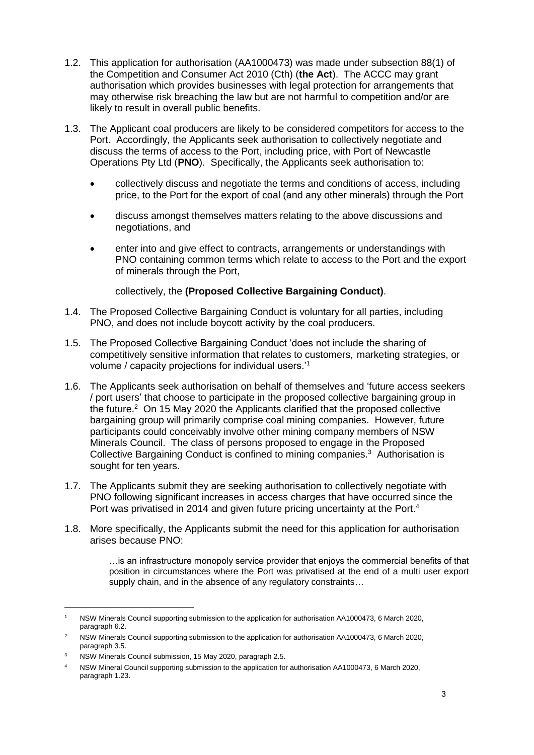1.2. This application for authorisation (AA1000473) was made under subsection 88(1) of the Competition and Consumer Act 2010 (Cth) (**the Act**). The ACCC may grant authorisation which provides businesses with legal protection for arrangements that may otherwise risk breaching the law but are not harmful to competition and/or are likely to result in overall public benefits.

1.3. The Applicant coal producers are likely to be considered competitors for access to the Port. Accordingly, the Applicants seek authorisation to collectively negotiate and discuss the terms of access to the Port, including price, with Port of Newcastle Operations Pty Ltd (**PNO**). Specifically, the Applicants seek authorisation to:

- collectively discuss and negotiate the terms and conditions of access, including price, to the Port for the export of coal (and any other minerals) through the Port
- discuss amongst themselves matters relating to the above discussions and negotiations, and
- enter into and give effect to contracts, arrangements or understandings with PNO containing common terms which relate to access to the Port and the export of minerals through the Port,

  collectively, the **(Proposed Collective Bargaining Conduct)**.

1.4. The Proposed Collective Bargaining Conduct is voluntary for all parties, including PNO, and does not include boycott activity by the coal producers.

1.5. The Proposed Collective Bargaining Conduct 'does not include the sharing of competitively sensitive information that relates to customers, marketing strategies, or volume / capacity projections for individual users.'[1]

1.6. The Applicants seek authorisation on behalf of themselves and 'future access seekers / port users' that choose to participate in the proposed collective bargaining group in the future.[2] On 15 May 2020 the Applicants clarified that the proposed collective bargaining group will primarily comprise coal mining companies. However, future participants could conceivably involve other mining company members of NSW Minerals Council. The class of persons proposed to engage in the Proposed Collective Bargaining Conduct is confined to mining companies.[3] Authorisation is sought for ten years.

1.7. The Applicants submit they are seeking authorisation to collectively negotiate with PNO following significant increases in access charges that have occurred since the Port was privatised in 2014 and given future pricing uncertainty at the Port.[4]

1.8. More specifically, the Applicants submit the need for this application for authorisation arises because PNO:

> …is an infrastructure monopoly service provider that enjoys the commercial benefits of that position in circumstances where the Port was privatised at the end of a multi user export supply chain, and in the absence of any regulatory constraints…

---

[1] NSW Minerals Council supporting submission to the application for authorisation AA1000473, 6 March 2020, paragraph 6.2.

[2] NSW Minerals Council supporting submission to the application for authorisation AA1000473, 6 March 2020, paragraph 3.5.

[3] NSW Minerals Council submission, 15 May 2020, paragraph 2.5.

[4] NSW Mineral Council supporting submission to the application for authorisation AA1000473, 6 March 2020, paragraph 1.23.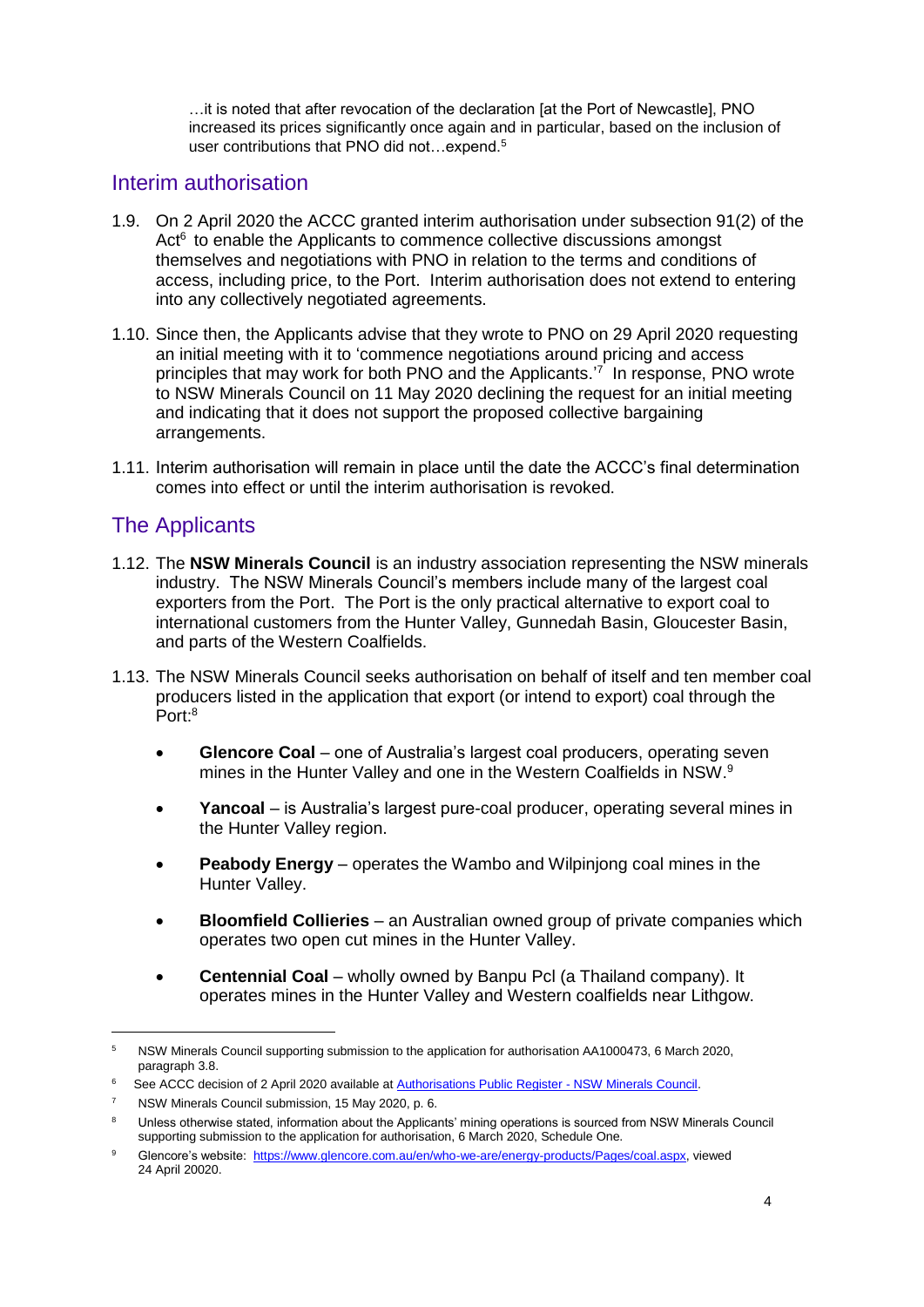> …it is noted that after revocation of the declaration [at the Port of Newcastle], PNO increased its prices significantly once again and in particular, based on the inclusion of user contributions that PNO did not…expend.[5]

## Interim authorisation

1.9. On 2 April 2020 the ACCC granted interim authorisation under subsection 91(2) of the Act[6] to enable the Applicants to commence collective discussions amongst themselves and negotiations with PNO in relation to the terms and conditions of access, including price, to the Port. Interim authorisation does not extend to entering into any collectively negotiated agreements.

1.10. Since then, the Applicants advise that they wrote to PNO on 29 April 2020 requesting an initial meeting with it to 'commence negotiations around pricing and access principles that may work for both PNO and the Applicants.'[7] In response, PNO wrote to NSW Minerals Council on 11 May 2020 declining the request for an initial meeting and indicating that it does not support the proposed collective bargaining arrangements.

1.11. Interim authorisation will remain in place until the date the ACCC's final determination comes into effect or until the interim authorisation is revoked.

## The Applicants

1.12. The **NSW Minerals Council** is an industry association representing the NSW minerals industry. The NSW Minerals Council's members include many of the largest coal exporters from the Port. The Port is the only practical alternative to export coal to international customers from the Hunter Valley, Gunnedah Basin, Gloucester Basin, and parts of the Western Coalfields.

1.13. The NSW Minerals Council seeks authorisation on behalf of itself and ten member coal producers listed in the application that export (or intend to export) coal through the Port:[8]

- **Glencore Coal** – one of Australia's largest coal producers, operating seven mines in the Hunter Valley and one in the Western Coalfields in NSW.[9]
- **Yancoal** – is Australia's largest pure-coal producer, operating several mines in the Hunter Valley region.
- **Peabody Energy** – operates the Wambo and Wilpinjong coal mines in the Hunter Valley.
- **Bloomfield Collieries** – an Australian owned group of private companies which operates two open cut mines in the Hunter Valley.
- **Centennial Coal** – wholly owned by Banpu Pcl (a Thailand company). It operates mines in the Hunter Valley and Western coalfields near Lithgow.

---

[5] NSW Minerals Council supporting submission to the application for authorisation AA1000473, 6 March 2020, paragraph 3.8.

[6] See ACCC decision of 2 April 2020 available at Authorisations Public Register - NSW Minerals Council.

[7] NSW Minerals Council submission, 15 May 2020, p. 6.

[8] Unless otherwise stated, information about the Applicants' mining operations is sourced from NSW Minerals Council supporting submission to the application for authorisation, 6 March 2020, Schedule One.

[9] Glencore's website: https://www.glencore.com.au/en/who-we-are/energy-products/Pages/coal.aspx, viewed 24 April 20020.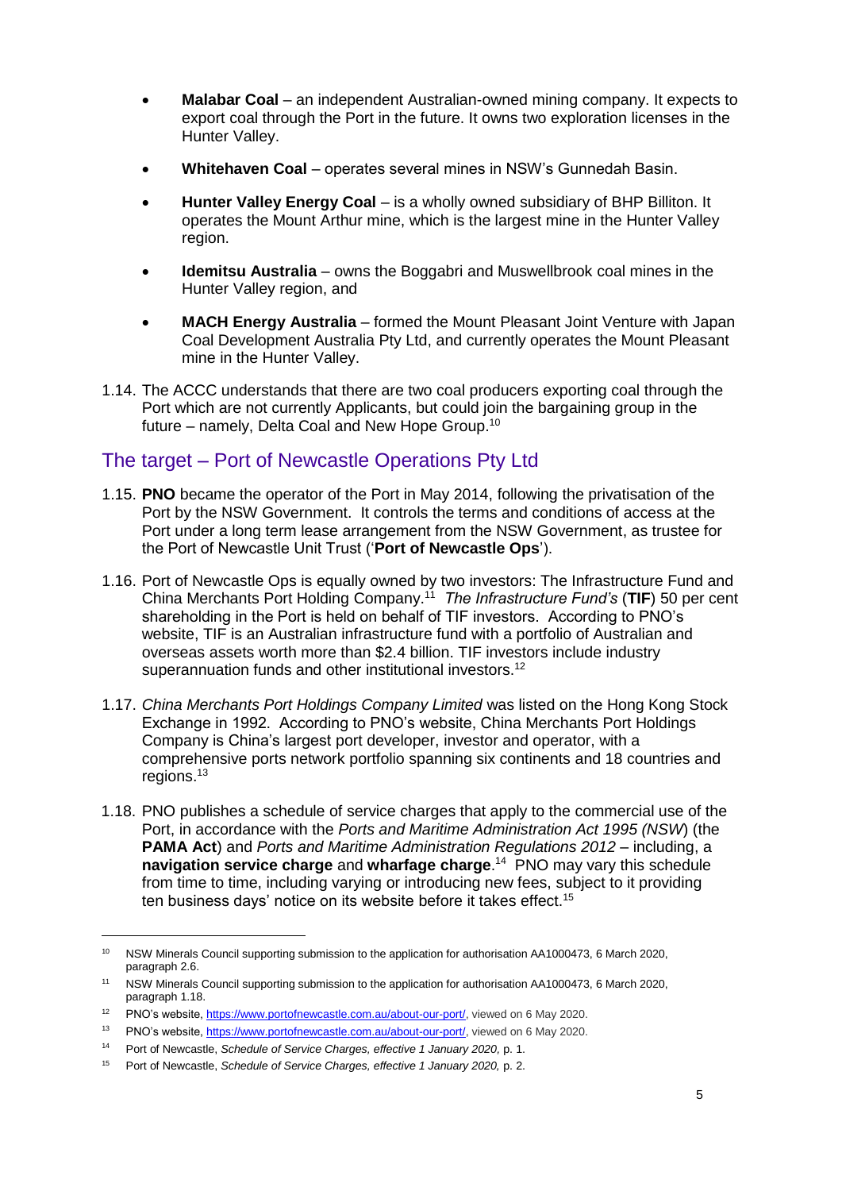- **Malabar Coal** – an independent Australian-owned mining company. It expects to export coal through the Port in the future. It owns two exploration licenses in the Hunter Valley.
- **Whitehaven Coal** – operates several mines in NSW's Gunnedah Basin.
- **Hunter Valley Energy Coal** – is a wholly owned subsidiary of BHP Billiton. It operates the Mount Arthur mine, which is the largest mine in the Hunter Valley region.
- **Idemitsu Australia** – owns the Boggabri and Muswellbrook coal mines in the Hunter Valley region, and
- **MACH Energy Australia** – formed the Mount Pleasant Joint Venture with Japan Coal Development Australia Pty Ltd, and currently operates the Mount Pleasant mine in the Hunter Valley.

1.14. The ACCC understands that there are two coal producers exporting coal through the Port which are not currently Applicants, but could join the bargaining group in the future – namely, Delta Coal and New Hope Group.[10]

## The target – Port of Newcastle Operations Pty Ltd

1.15. **PNO** became the operator of the Port in May 2014, following the privatisation of the Port by the NSW Government. It controls the terms and conditions of access at the Port under a long term lease arrangement from the NSW Government, as trustee for the Port of Newcastle Unit Trust ('**Port of Newcastle Ops**').

1.16. Port of Newcastle Ops is equally owned by two investors: The Infrastructure Fund and China Merchants Port Holding Company.[11] *The Infrastructure Fund's* (**TIF**) 50 per cent shareholding in the Port is held on behalf of TIF investors. According to PNO's website, TIF is an Australian infrastructure fund with a portfolio of Australian and overseas assets worth more than $2.4 billion. TIF investors include industry superannuation funds and other institutional investors.[12]

1.17. *China Merchants Port Holdings Company Limited* was listed on the Hong Kong Stock Exchange in 1992. According to PNO's website, China Merchants Port Holdings Company is China's largest port developer, investor and operator, with a comprehensive ports network portfolio spanning six continents and 18 countries and regions.[13]

1.18. PNO publishes a schedule of service charges that apply to the commercial use of the Port, in accordance with the *Ports and Maritime Administration Act 1995 (NSW)* (the **PAMA Act**) and *Ports and Maritime Administration Regulations 2012* – including, a **navigation service charge** and **wharfage charge**.[14] PNO may vary this schedule from time to time, including varying or introducing new fees, subject to it providing ten business days' notice on its website before it takes effect.[15]

---

[10] NSW Minerals Council supporting submission to the application for authorisation AA1000473, 6 March 2020, paragraph 2.6.

[11] NSW Minerals Council supporting submission to the application for authorisation AA1000473, 6 March 2020, paragraph 1.18.

[12] PNO's website, https://www.portofnewcastle.com.au/about-our-port/, viewed on 6 May 2020.

[13] PNO's website, https://www.portofnewcastle.com.au/about-our-port/, viewed on 6 May 2020.

[14] Port of Newcastle, *Schedule of Service Charges, effective 1 January 2020,* p. 1.

[15] Port of Newcastle, *Schedule of Service Charges, effective 1 January 2020,* p. 2.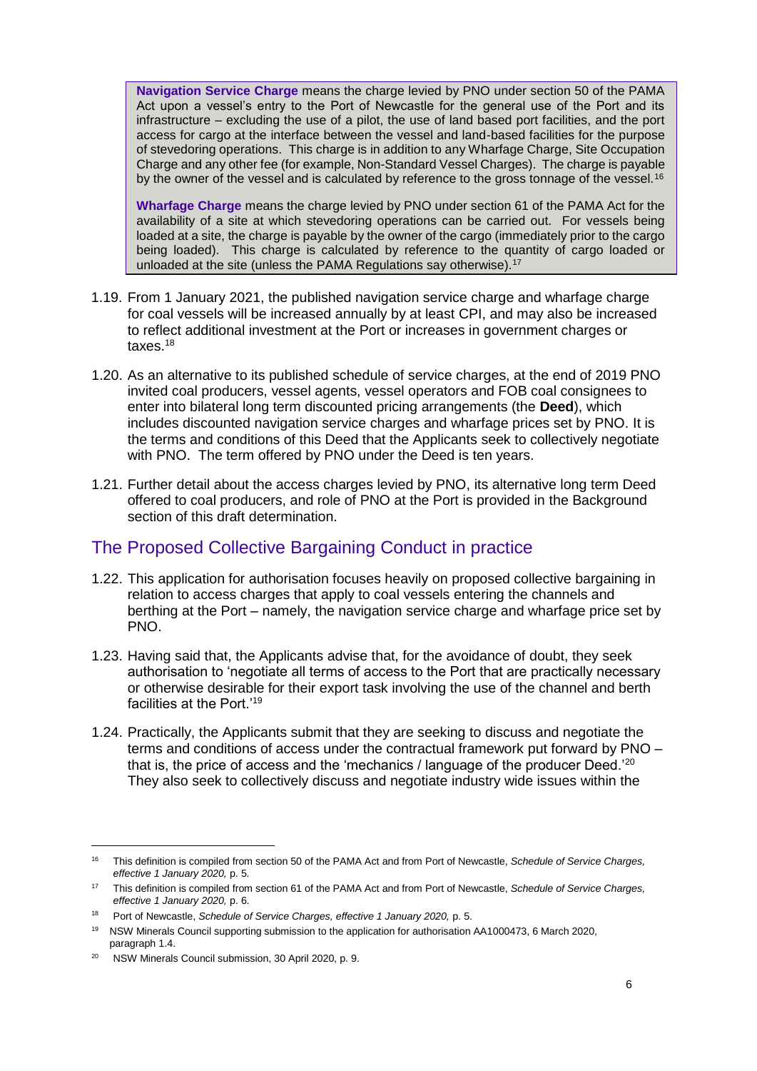> **Navigation Service Charge** means the charge levied by PNO under section 50 of the PAMA Act upon a vessel's entry to the Port of Newcastle for the general use of the Port and its infrastructure – excluding the use of a pilot, the use of land based port facilities, and the port access for cargo at the interface between the vessel and land-based facilities for the purpose of stevedoring operations. This charge is in addition to any Wharfage Charge, Site Occupation Charge and any other fee (for example, Non-Standard Vessel Charges). The charge is payable by the owner of the vessel and is calculated by reference to the gross tonnage of the vessel.[16]
>
> **Wharfage Charge** means the charge levied by PNO under section 61 of the PAMA Act for the availability of a site at which stevedoring operations can be carried out. For vessels being loaded at a site, the charge is payable by the owner of the cargo (immediately prior to the cargo being loaded). This charge is calculated by reference to the quantity of cargo loaded or unloaded at the site (unless the PAMA Regulations say otherwise).[17]

1.19. From 1 January 2021, the published navigation service charge and wharfage charge for coal vessels will be increased annually by at least CPI, and may also be increased to reflect additional investment at the Port or increases in government charges or taxes.[18]

1.20. As an alternative to its published schedule of service charges, at the end of 2019 PNO invited coal producers, vessel agents, vessel operators and FOB coal consignees to enter into bilateral long term discounted pricing arrangements (the **Deed**), which includes discounted navigation service charges and wharfage prices set by PNO. It is the terms and conditions of this Deed that the Applicants seek to collectively negotiate with PNO. The term offered by PNO under the Deed is ten years.

1.21. Further detail about the access charges levied by PNO, its alternative long term Deed offered to coal producers, and role of PNO at the Port is provided in the Background section of this draft determination.

## The Proposed Collective Bargaining Conduct in practice

1.22. This application for authorisation focuses heavily on proposed collective bargaining in relation to access charges that apply to coal vessels entering the channels and berthing at the Port – namely, the navigation service charge and wharfage price set by PNO.

1.23. Having said that, the Applicants advise that, for the avoidance of doubt, they seek authorisation to 'negotiate all terms of access to the Port that are practically necessary or otherwise desirable for their export task involving the use of the channel and berth facilities at the Port.'[19]

1.24. Practically, the Applicants submit that they are seeking to discuss and negotiate the terms and conditions of access under the contractual framework put forward by PNO – that is, the price of access and the 'mechanics / language of the producer Deed.'[20] They also seek to collectively discuss and negotiate industry wide issues within the

---

[16] This definition is compiled from section 50 of the PAMA Act and from Port of Newcastle, *Schedule of Service Charges, effective 1 January 2020,* p. 5.

[17] This definition is compiled from section 61 of the PAMA Act and from Port of Newcastle, *Schedule of Service Charges, effective 1 January 2020,* p. 6.

[18] Port of Newcastle, *Schedule of Service Charges, effective 1 January 2020,* p. 5.

[19] NSW Minerals Council supporting submission to the application for authorisation AA1000473, 6 March 2020, paragraph 1.4.

[20] NSW Minerals Council submission, 30 April 2020, p. 9.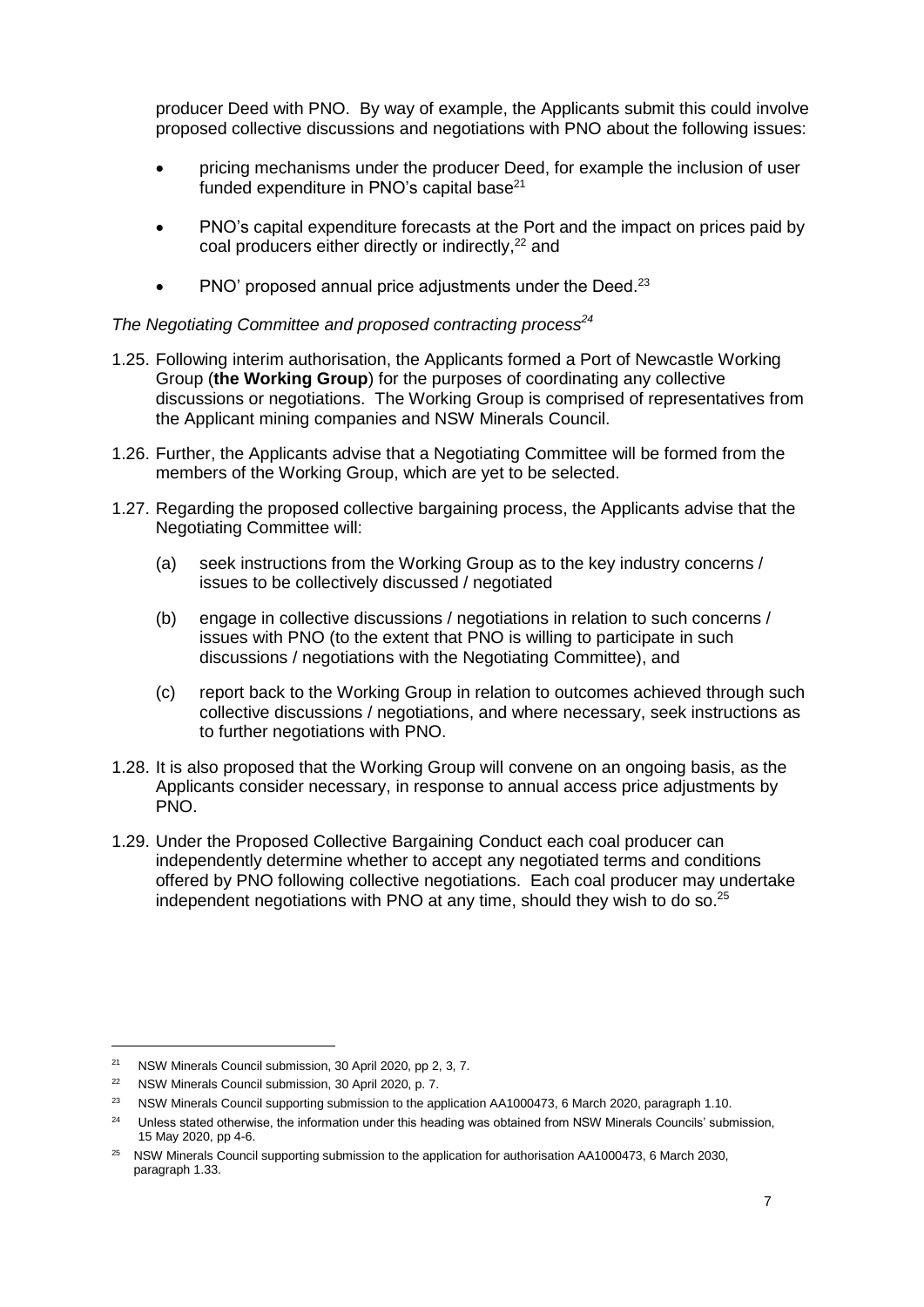producer Deed with PNO. By way of example, the Applicants submit this could involve proposed collective discussions and negotiations with PNO about the following issues:

- pricing mechanisms under the producer Deed, for example the inclusion of user funded expenditure in PNO's capital base[21]
- PNO's capital expenditure forecasts at the Port and the impact on prices paid by coal producers either directly or indirectly,[22] and
- PNO' proposed annual price adjustments under the Deed.[23]

*The Negotiating Committee and proposed contracting process[24]*

1.25. Following interim authorisation, the Applicants formed a Port of Newcastle Working Group (**the Working Group**) for the purposes of coordinating any collective discussions or negotiations. The Working Group is comprised of representatives from the Applicant mining companies and NSW Minerals Council.

1.26. Further, the Applicants advise that a Negotiating Committee will be formed from the members of the Working Group, which are yet to be selected.

1.27. Regarding the proposed collective bargaining process, the Applicants advise that the Negotiating Committee will:

(a) seek instructions from the Working Group as to the key industry concerns / issues to be collectively discussed / negotiated

(b) engage in collective discussions / negotiations in relation to such concerns / issues with PNO (to the extent that PNO is willing to participate in such discussions / negotiations with the Negotiating Committee), and

(c) report back to the Working Group in relation to outcomes achieved through such collective discussions / negotiations, and where necessary, seek instructions as to further negotiations with PNO.

1.28. It is also proposed that the Working Group will convene on an ongoing basis, as the Applicants consider necessary, in response to annual access price adjustments by PNO.

1.29. Under the Proposed Collective Bargaining Conduct each coal producer can independently determine whether to accept any negotiated terms and conditions offered by PNO following collective negotiations. Each coal producer may undertake independent negotiations with PNO at any time, should they wish to do so.[25]

---

[21] NSW Minerals Council submission, 30 April 2020, pp 2, 3, 7.

[22] NSW Minerals Council submission, 30 April 2020, p. 7.

[23] NSW Minerals Council supporting submission to the application AA1000473, 6 March 2020, paragraph 1.10.

[24] Unless stated otherwise, the information under this heading was obtained from NSW Minerals Councils' submission, 15 May 2020, pp 4-6.

[25] NSW Minerals Council supporting submission to the application for authorisation AA1000473, 6 March 2030, paragraph 1.33.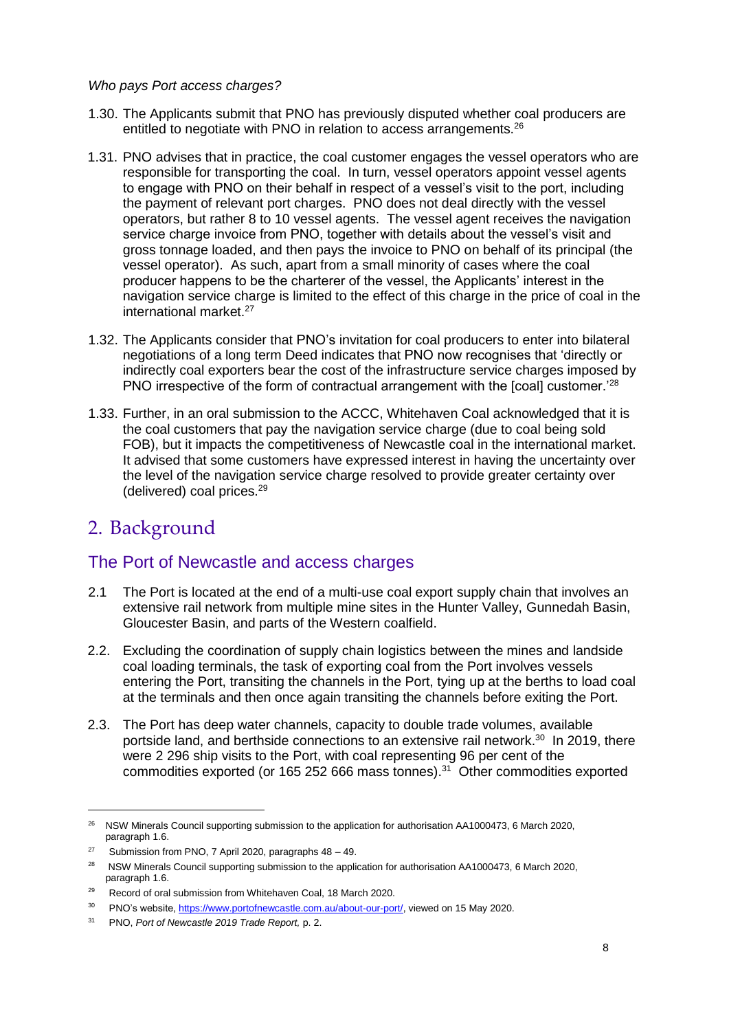*Who pays Port access charges?*

1.30. The Applicants submit that PNO has previously disputed whether coal producers are entitled to negotiate with PNO in relation to access arrangements.[26]

1.31. PNO advises that in practice, the coal customer engages the vessel operators who are responsible for transporting the coal. In turn, vessel operators appoint vessel agents to engage with PNO on their behalf in respect of a vessel's visit to the port, including the payment of relevant port charges. PNO does not deal directly with the vessel operators, but rather 8 to 10 vessel agents. The vessel agent receives the navigation service charge invoice from PNO, together with details about the vessel's visit and gross tonnage loaded, and then pays the invoice to PNO on behalf of its principal (the vessel operator). As such, apart from a small minority of cases where the coal producer happens to be the charterer of the vessel, the Applicants' interest in the navigation service charge is limited to the effect of this charge in the price of coal in the international market.[27]

1.32. The Applicants consider that PNO's invitation for coal producers to enter into bilateral negotiations of a long term Deed indicates that PNO now recognises that 'directly or indirectly coal exporters bear the cost of the infrastructure service charges imposed by PNO irrespective of the form of contractual arrangement with the [coal] customer.'[28]

1.33. Further, in an oral submission to the ACCC, Whitehaven Coal acknowledged that it is the coal customers that pay the navigation service charge (due to coal being sold FOB), but it impacts the competitiveness of Newcastle coal in the international market. It advised that some customers have expressed interest in having the uncertainty over the level of the navigation service charge resolved to provide greater certainty over (delivered) coal prices.[29]

# 2. Background

## The Port of Newcastle and access charges

2.1 The Port is located at the end of a multi-use coal export supply chain that involves an extensive rail network from multiple mine sites in the Hunter Valley, Gunnedah Basin, Gloucester Basin, and parts of the Western coalfield.

2.2. Excluding the coordination of supply chain logistics between the mines and landside coal loading terminals, the task of exporting coal from the Port involves vessels entering the Port, transiting the channels in the Port, tying up at the berths to load coal at the terminals and then once again transiting the channels before exiting the Port.

2.3. The Port has deep water channels, capacity to double trade volumes, available portside land, and berthside connections to an extensive rail network.[30] In 2019, there were 2 296 ship visits to the Port, with coal representing 96 per cent of the commodities exported (or 165 252 666 mass tonnes).[31] Other commodities exported

---

[26] NSW Minerals Council supporting submission to the application for authorisation AA1000473, 6 March 2020, paragraph 1.6.

[27] Submission from PNO, 7 April 2020, paragraphs 48 – 49.

[28] NSW Minerals Council supporting submission to the application for authorisation AA1000473, 6 March 2020, paragraph 1.6.

[29] Record of oral submission from Whitehaven Coal, 18 March 2020.

[30] PNO's website, https://www.portofnewcastle.com.au/about-our-port/, viewed on 15 May 2020.

[31] PNO, *Port of Newcastle 2019 Trade Report,* p. 2.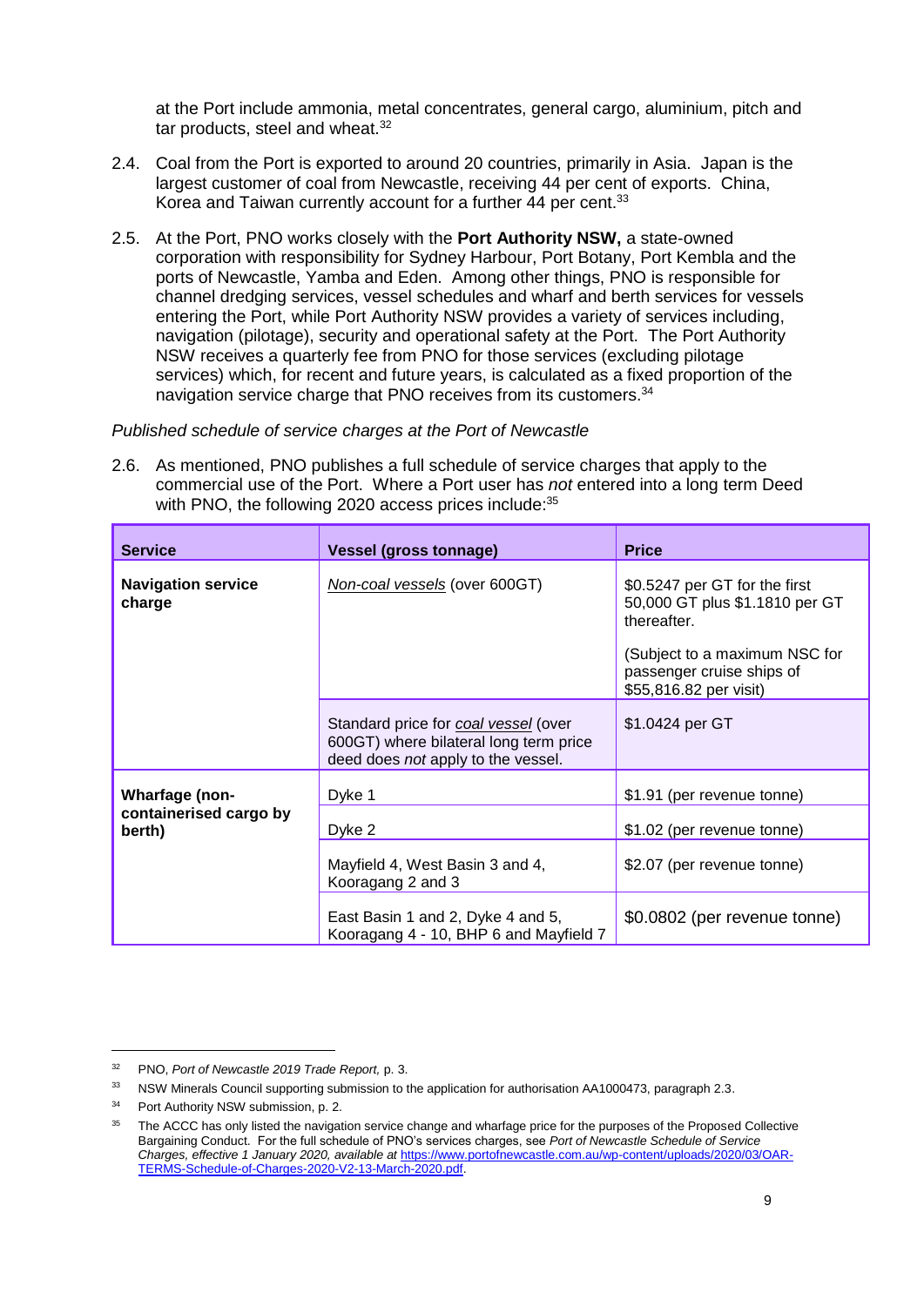at the Port include ammonia, metal concentrates, general cargo, aluminium, pitch and tar products, steel and wheat.[32]

2.4. Coal from the Port is exported to around 20 countries, primarily in Asia. Japan is the largest customer of coal from Newcastle, receiving 44 per cent of exports. China, Korea and Taiwan currently account for a further 44 per cent.[33]

2.5. At the Port, PNO works closely with the **Port Authority NSW,** a state-owned corporation with responsibility for Sydney Harbour, Port Botany, Port Kembla and the ports of Newcastle, Yamba and Eden. Among other things, PNO is responsible for channel dredging services, vessel schedules and wharf and berth services for vessels entering the Port, while Port Authority NSW provides a variety of services including, navigation (pilotage), security and operational safety at the Port. The Port Authority NSW receives a quarterly fee from PNO for those services (excluding pilotage services) which, for recent and future years, is calculated as a fixed proportion of the navigation service charge that PNO receives from its customers.[34]

*Published schedule of service charges at the Port of Newcastle*

2.6. As mentioned, PNO publishes a full schedule of service charges that apply to the commercial use of the Port. Where a Port user has *not* entered into a long term Deed with PNO, the following 2020 access prices include:[35]

| Service | Vessel (gross tonnage) | Price |
|---|---|---|
| **Navigation service charge** | *Non-coal vessels* (over 600GT) | $0.5247 per GT for the first 50,000 GT plus $1.1810 per GT thereafter.<br><br>(Subject to a maximum NSC for passenger cruise ships of $55,816.82 per visit) |
| | Standard price for *coal vessel* (over 600GT) where bilateral long term price deed does *not* apply to the vessel. | $1.0424 per GT |
| **Wharfage (non-containerised cargo by berth)** | Dyke 1 | $1.91 (per revenue tonne) |
| | Dyke 2 | $1.02 (per revenue tonne) |
| | Mayfield 4, West Basin 3 and 4, Kooragang 2 and 3 | $2.07 (per revenue tonne) |
| | East Basin 1 and 2, Dyke 4 and 5, Kooragang 4 - 10, BHP 6 and Mayfield 7 | $0.0802 (per revenue tonne) |

---

[32] PNO, *Port of Newcastle 2019 Trade Report,* p. 3.

[33] NSW Minerals Council supporting submission to the application for authorisation AA1000473, paragraph 2.3.

[34] Port Authority NSW submission, p. 2.

[35] The ACCC has only listed the navigation service change and wharfage price for the purposes of the Proposed Collective Bargaining Conduct. For the full schedule of PNO's services charges, see *Port of Newcastle Schedule of Service Charges, effective 1 January 2020, available at* https://www.portofnewcastle.com.au/wp-content/uploads/2020/03/OAR-TERMS-Schedule-of-Charges-2020-V2-13-March-2020.pdf.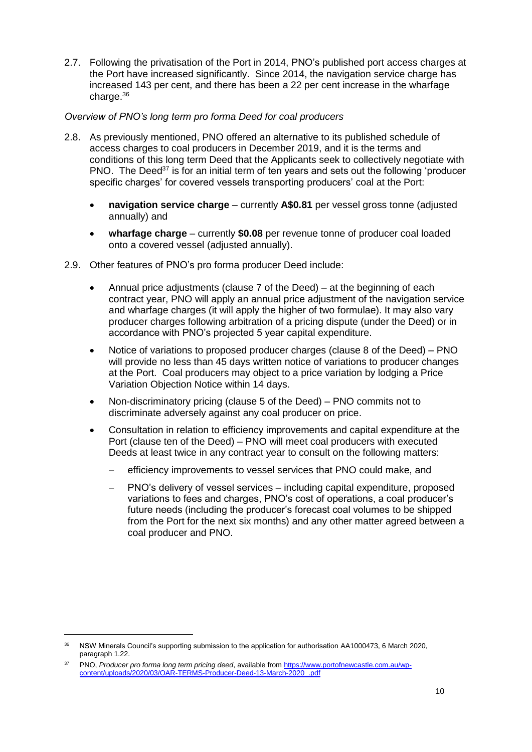2.7. Following the privatisation of the Port in 2014, PNO's published port access charges at the Port have increased significantly. Since 2014, the navigation service charge has increased 143 per cent, and there has been a 22 per cent increase in the wharfage charge.[36]

*Overview of PNO's long term pro forma Deed for coal producers*

2.8. As previously mentioned, PNO offered an alternative to its published schedule of access charges to coal producers in December 2019, and it is the terms and conditions of this long term Deed that the Applicants seek to collectively negotiate with PNO. The Deed[37] is for an initial term of ten years and sets out the following 'producer specific charges' for covered vessels transporting producers' coal at the Port:

- **navigation service charge** – currently **A$0.81** per vessel gross tonne (adjusted annually) and
- **wharfage charge** – currently **$0.08** per revenue tonne of producer coal loaded onto a covered vessel (adjusted annually).

2.9. Other features of PNO's pro forma producer Deed include:

- Annual price adjustments (clause 7 of the Deed) – at the beginning of each contract year, PNO will apply an annual price adjustment of the navigation service and wharfage charges (it will apply the higher of two formulae). It may also vary producer charges following arbitration of a pricing dispute (under the Deed) or in accordance with PNO's projected 5 year capital expenditure.
- Notice of variations to proposed producer charges (clause 8 of the Deed) – PNO will provide no less than 45 days written notice of variations to producer changes at the Port. Coal producers may object to a price variation by lodging a Price Variation Objection Notice within 14 days.
- Non-discriminatory pricing (clause 5 of the Deed) – PNO commits not to discriminate adversely against any coal producer on price.
- Consultation in relation to efficiency improvements and capital expenditure at the Port (clause ten of the Deed) – PNO will meet coal producers with executed Deeds at least twice in any contract year to consult on the following matters:
  - efficiency improvements to vessel services that PNO could make, and
  - PNO's delivery of vessel services – including capital expenditure, proposed variations to fees and charges, PNO's cost of operations, a coal producer's future needs (including the producer's forecast coal volumes to be shipped from the Port for the next six months) and any other matter agreed between a coal producer and PNO.

---

[36] NSW Minerals Council's supporting submission to the application for authorisation AA1000473, 6 March 2020, paragraph 1.22.

[37] PNO, *Producer pro forma long term pricing deed*, available from https://www.portofnewcastle.com.au/wp-content/uploads/2020/03/OAR-TERMS-Producer-Deed-13-March-2020_.pdf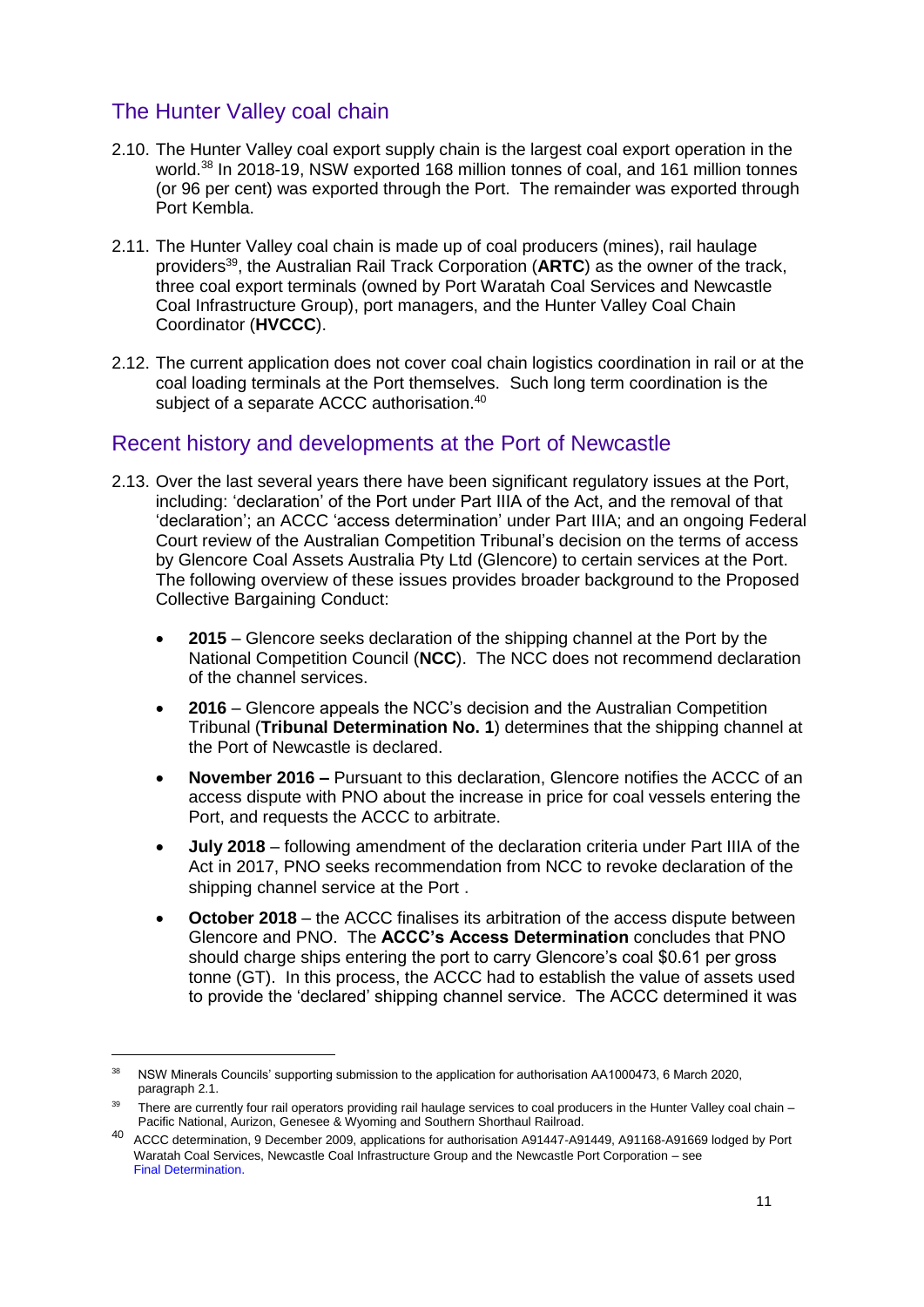## The Hunter Valley coal chain

2.10. The Hunter Valley coal export supply chain is the largest coal export operation in the world.[38] In 2018-19, NSW exported 168 million tonnes of coal, and 161 million tonnes (or 96 per cent) was exported through the Port. The remainder was exported through Port Kembla.

2.11. The Hunter Valley coal chain is made up of coal producers (mines), rail haulage providers[39], the Australian Rail Track Corporation (**ARTC**) as the owner of the track, three coal export terminals (owned by Port Waratah Coal Services and Newcastle Coal Infrastructure Group), port managers, and the Hunter Valley Coal Chain Coordinator (**HVCCC**).

2.12. The current application does not cover coal chain logistics coordination in rail or at the coal loading terminals at the Port themselves. Such long term coordination is the subject of a separate ACCC authorisation.[40]

## Recent history and developments at the Port of Newcastle

2.13. Over the last several years there have been significant regulatory issues at the Port, including: 'declaration' of the Port under Part IIIA of the Act, and the removal of that 'declaration'; an ACCC 'access determination' under Part IIIA; and an ongoing Federal Court review of the Australian Competition Tribunal's decision on the terms of access by Glencore Coal Assets Australia Pty Ltd (Glencore) to certain services at the Port. The following overview of these issues provides broader background to the Proposed Collective Bargaining Conduct:

- **2015** – Glencore seeks declaration of the shipping channel at the Port by the National Competition Council (**NCC**). The NCC does not recommend declaration of the channel services.
- **2016** – Glencore appeals the NCC's decision and the Australian Competition Tribunal (**Tribunal Determination No. 1**) determines that the shipping channel at the Port of Newcastle is declared.
- **November 2016 –** Pursuant to this declaration, Glencore notifies the ACCC of an access dispute with PNO about the increase in price for coal vessels entering the Port, and requests the ACCC to arbitrate.
- **July 2018** – following amendment of the declaration criteria under Part IIIA of the Act in 2017, PNO seeks recommendation from NCC to revoke declaration of the shipping channel service at the Port .
- **October 2018** – the ACCC finalises its arbitration of the access dispute between Glencore and PNO. The **ACCC's Access Determination** concludes that PNO should charge ships entering the port to carry Glencore's coal $0.61 per gross tonne (GT). In this process, the ACCC had to establish the value of assets used to provide the 'declared' shipping channel service. The ACCC determined it was

---

[38] NSW Minerals Councils' supporting submission to the application for authorisation AA1000473, 6 March 2020, paragraph 2.1.

[39] There are currently four rail operators providing rail haulage services to coal producers in the Hunter Valley coal chain – Pacific National, Aurizon, Genesee & Wyoming and Southern Shorthaul Railroad.

[40] ACCC determination, 9 December 2009, applications for authorisation A91447-A91449, A91168-A91669 lodged by Port Waratah Coal Services, Newcastle Coal Infrastructure Group and the Newcastle Port Corporation – see Final Determination.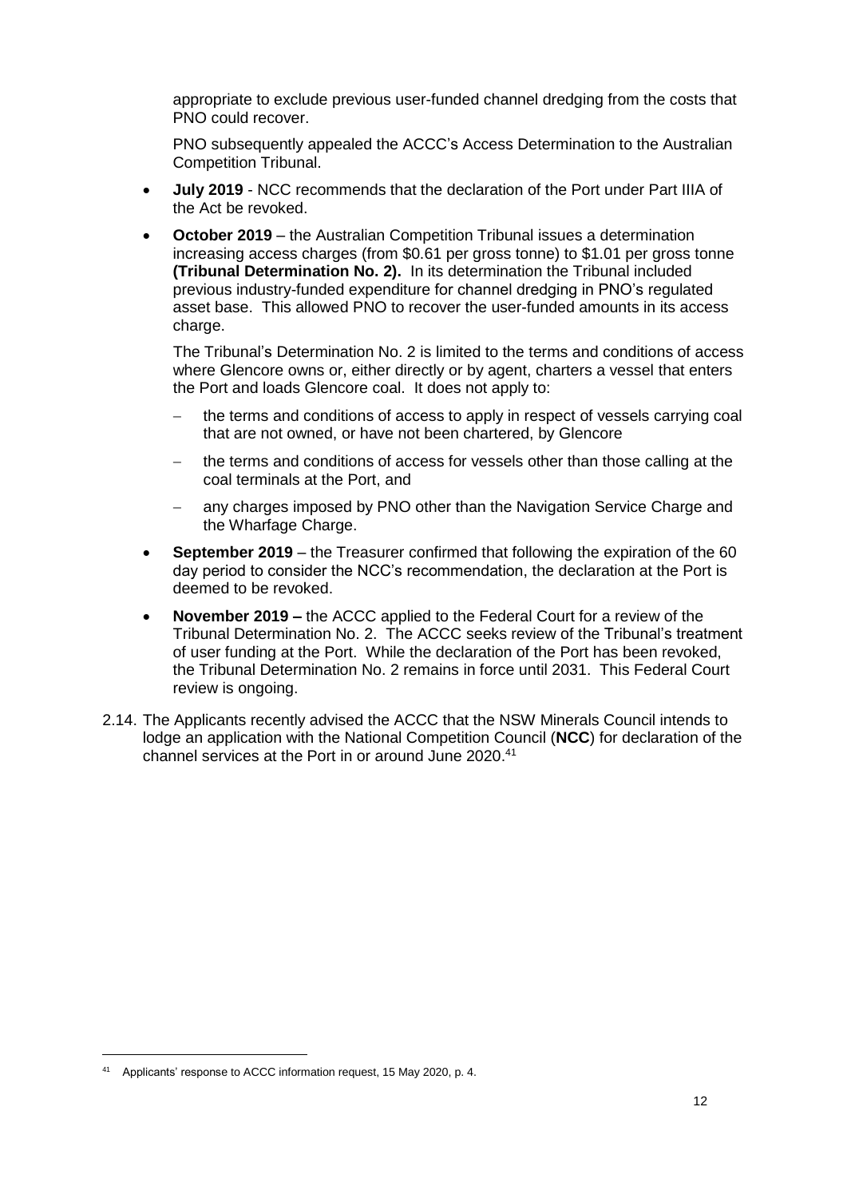appropriate to exclude previous user-funded channel dredging from the costs that PNO could recover.

PNO subsequently appealed the ACCC's Access Determination to the Australian Competition Tribunal.

- **July 2019** - NCC recommends that the declaration of the Port under Part IIIA of the Act be revoked.
- **October 2019** – the Australian Competition Tribunal issues a determination increasing access charges (from \$0.61 per gross tonne) to \$1.01 per gross tonne **(Tribunal Determination No. 2).** In its determination the Tribunal included previous industry-funded expenditure for channel dredging in PNO's regulated asset base. This allowed PNO to recover the user-funded amounts in its access charge.

  The Tribunal's Determination No. 2 is limited to the terms and conditions of access where Glencore owns or, either directly or by agent, charters a vessel that enters the Port and loads Glencore coal. It does not apply to:

  - the terms and conditions of access to apply in respect of vessels carrying coal that are not owned, or have not been chartered, by Glencore
  - the terms and conditions of access for vessels other than those calling at the coal terminals at the Port, and
  - any charges imposed by PNO other than the Navigation Service Charge and the Wharfage Charge.

- **September 2019** – the Treasurer confirmed that following the expiration of the 60 day period to consider the NCC's recommendation, the declaration at the Port is deemed to be revoked.
- **November 2019 –** the ACCC applied to the Federal Court for a review of the Tribunal Determination No. 2. The ACCC seeks review of the Tribunal's treatment of user funding at the Port. While the declaration of the Port has been revoked, the Tribunal Determination No. 2 remains in force until 2031. This Federal Court review is ongoing.

2.14. The Applicants recently advised the ACCC that the NSW Minerals Council intends to lodge an application with the National Competition Council (**NCC**) for declaration of the channel services at the Port in or around June 2020.[41]

[41] Applicants' response to ACCC information request, 15 May 2020, p. 4.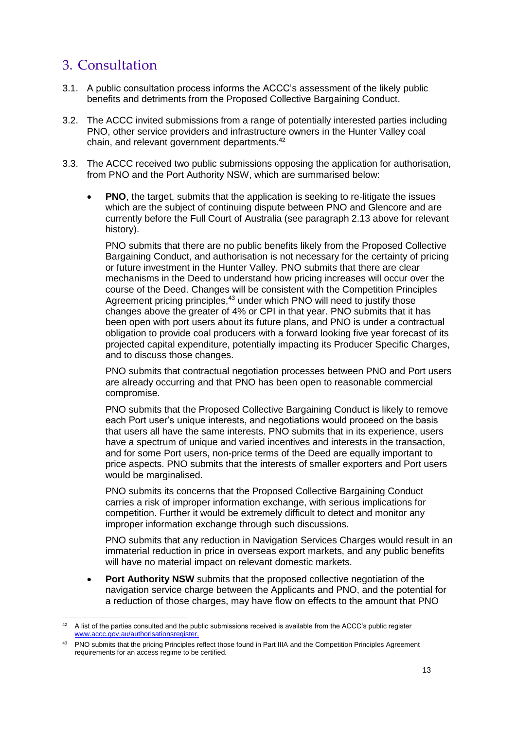# 3. Consultation

3.1. A public consultation process informs the ACCC's assessment of the likely public benefits and detriments from the Proposed Collective Bargaining Conduct.

3.2. The ACCC invited submissions from a range of potentially interested parties including PNO, other service providers and infrastructure owners in the Hunter Valley coal chain, and relevant government departments.[42]

3.3. The ACCC received two public submissions opposing the application for authorisation, from PNO and the Port Authority NSW, which are summarised below:

- **PNO**, the target, submits that the application is seeking to re-litigate the issues which are the subject of continuing dispute between PNO and Glencore and are currently before the Full Court of Australia (see paragraph 2.13 above for relevant history).

  PNO submits that there are no public benefits likely from the Proposed Collective Bargaining Conduct, and authorisation is not necessary for the certainty of pricing or future investment in the Hunter Valley. PNO submits that there are clear mechanisms in the Deed to understand how pricing increases will occur over the course of the Deed. Changes will be consistent with the Competition Principles Agreement pricing principles,[43] under which PNO will need to justify those changes above the greater of 4% or CPI in that year. PNO submits that it has been open with port users about its future plans, and PNO is under a contractual obligation to provide coal producers with a forward looking five year forecast of its projected capital expenditure, potentially impacting its Producer Specific Charges, and to discuss those changes.

  PNO submits that contractual negotiation processes between PNO and Port users are already occurring and that PNO has been open to reasonable commercial compromise.

  PNO submits that the Proposed Collective Bargaining Conduct is likely to remove each Port user's unique interests, and negotiations would proceed on the basis that users all have the same interests. PNO submits that in its experience, users have a spectrum of unique and varied incentives and interests in the transaction, and for some Port users, non-price terms of the Deed are equally important to price aspects. PNO submits that the interests of smaller exporters and Port users would be marginalised.

  PNO submits its concerns that the Proposed Collective Bargaining Conduct carries a risk of improper information exchange, with serious implications for competition. Further it would be extremely difficult to detect and monitor any improper information exchange through such discussions.

  PNO submits that any reduction in Navigation Services Charges would result in an immaterial reduction in price in overseas export markets, and any public benefits will have no material impact on relevant domestic markets.

- **Port Authority NSW** submits that the proposed collective negotiation of the navigation service charge between the Applicants and PNO, and the potential for a reduction of those charges, may have flow on effects to the amount that PNO

---

[42] A list of the parties consulted and the public submissions received is available from the ACCC's public register www.accc.gov.au/authorisationsregister.

[43] PNO submits that the pricing Principles reflect those found in Part IIIA and the Competition Principles Agreement requirements for an access regime to be certified.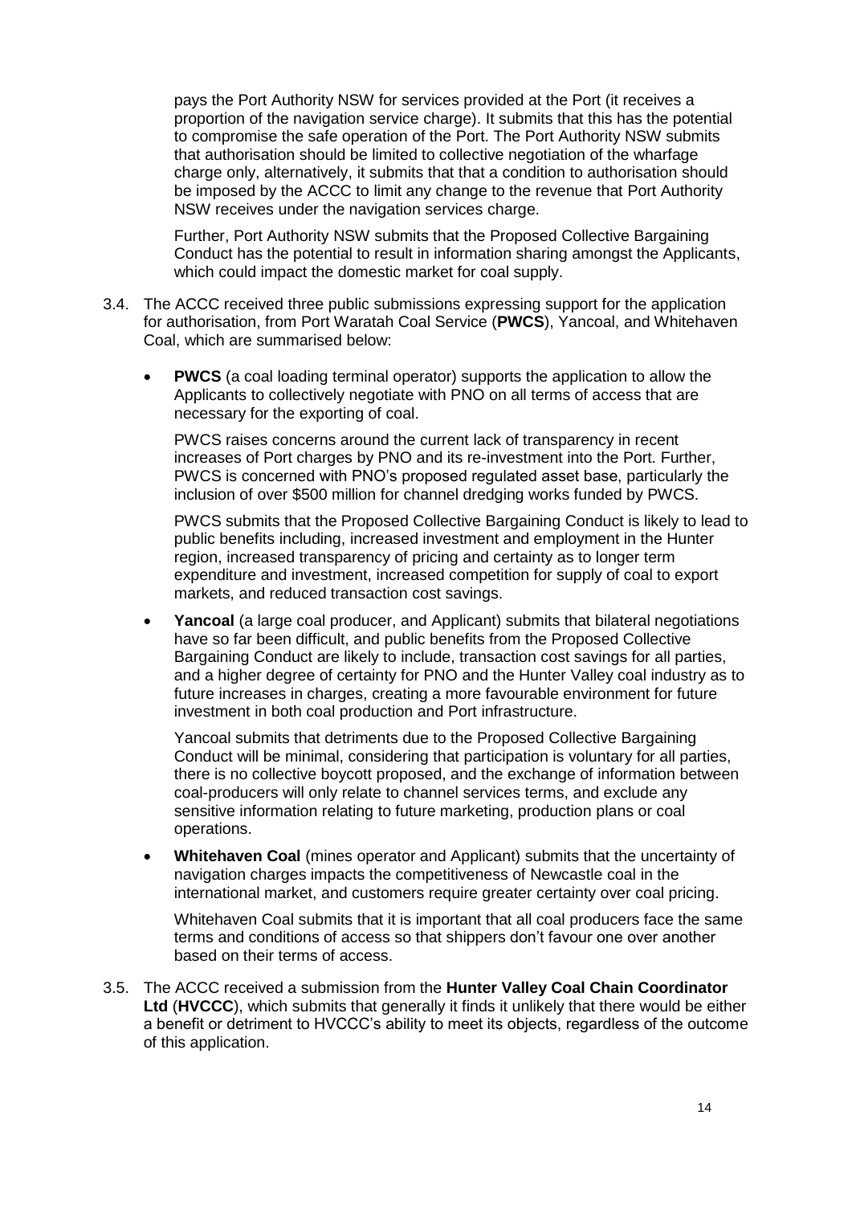pays the Port Authority NSW for services provided at the Port (it receives a proportion of the navigation service charge). It submits that this has the potential to compromise the safe operation of the Port. The Port Authority NSW submits that authorisation should be limited to collective negotiation of the wharfage charge only, alternatively, it submits that that a condition to authorisation should be imposed by the ACCC to limit any change to the revenue that Port Authority NSW receives under the navigation services charge.

Further, Port Authority NSW submits that the Proposed Collective Bargaining Conduct has the potential to result in information sharing amongst the Applicants, which could impact the domestic market for coal supply.

3.4. The ACCC received three public submissions expressing support for the application for authorisation, from Port Waratah Coal Service (**PWCS**), Yancoal, and Whitehaven Coal, which are summarised below:

- **PWCS** (a coal loading terminal operator) supports the application to allow the Applicants to collectively negotiate with PNO on all terms of access that are necessary for the exporting of coal.

  PWCS raises concerns around the current lack of transparency in recent increases of Port charges by PNO and its re-investment into the Port. Further, PWCS is concerned with PNO's proposed regulated asset base, particularly the inclusion of over $500 million for channel dredging works funded by PWCS.

  PWCS submits that the Proposed Collective Bargaining Conduct is likely to lead to public benefits including, increased investment and employment in the Hunter region, increased transparency of pricing and certainty as to longer term expenditure and investment, increased competition for supply of coal to export markets, and reduced transaction cost savings.

- **Yancoal** (a large coal producer, and Applicant) submits that bilateral negotiations have so far been difficult, and public benefits from the Proposed Collective Bargaining Conduct are likely to include, transaction cost savings for all parties, and a higher degree of certainty for PNO and the Hunter Valley coal industry as to future increases in charges, creating a more favourable environment for future investment in both coal production and Port infrastructure.

  Yancoal submits that detriments due to the Proposed Collective Bargaining Conduct will be minimal, considering that participation is voluntary for all parties, there is no collective boycott proposed, and the exchange of information between coal-producers will only relate to channel services terms, and exclude any sensitive information relating to future marketing, production plans or coal operations.

- **Whitehaven Coal** (mines operator and Applicant) submits that the uncertainty of navigation charges impacts the competitiveness of Newcastle coal in the international market, and customers require greater certainty over coal pricing.

  Whitehaven Coal submits that it is important that all coal producers face the same terms and conditions of access so that shippers don't favour one over another based on their terms of access.

3.5. The ACCC received a submission from the **Hunter Valley Coal Chain Coordinator Ltd** (**HVCCC**), which submits that generally it finds it unlikely that there would be either a benefit or detriment to HVCCC's ability to meet its objects, regardless of the outcome of this application.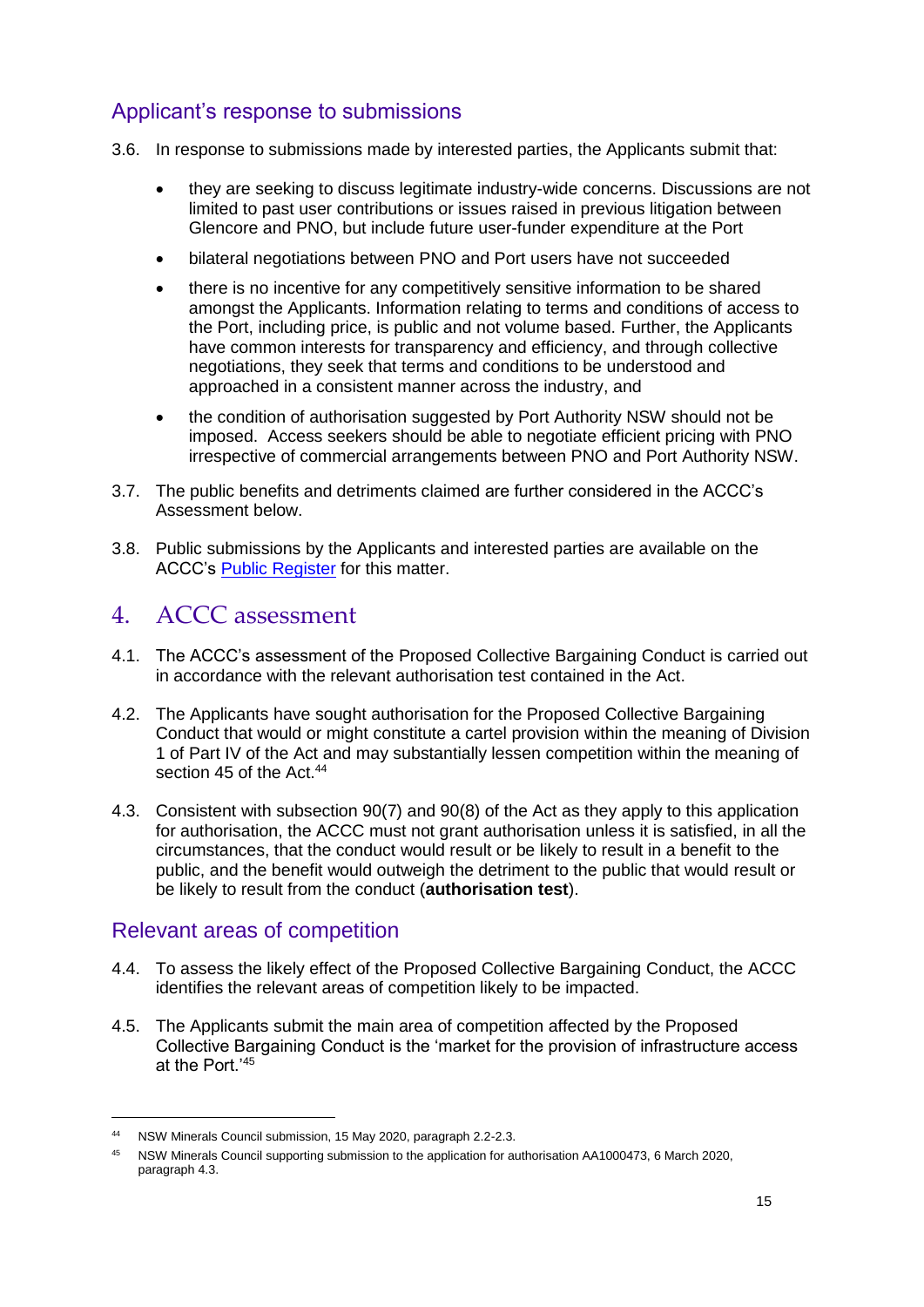## Applicant's response to submissions

3.6. In response to submissions made by interested parties, the Applicants submit that:

- they are seeking to discuss legitimate industry-wide concerns. Discussions are not limited to past user contributions or issues raised in previous litigation between Glencore and PNO, but include future user-funder expenditure at the Port
- bilateral negotiations between PNO and Port users have not succeeded
- there is no incentive for any competitively sensitive information to be shared amongst the Applicants. Information relating to terms and conditions of access to the Port, including price, is public and not volume based. Further, the Applicants have common interests for transparency and efficiency, and through collective negotiations, they seek that terms and conditions to be understood and approached in a consistent manner across the industry, and
- the condition of authorisation suggested by Port Authority NSW should not be imposed. Access seekers should be able to negotiate efficient pricing with PNO irrespective of commercial arrangements between PNO and Port Authority NSW.

3.7. The public benefits and detriments claimed are further considered in the ACCC's Assessment below.

3.8. Public submissions by the Applicants and interested parties are available on the ACCC's Public Register for this matter.

# 4. ACCC assessment

4.1. The ACCC's assessment of the Proposed Collective Bargaining Conduct is carried out in accordance with the relevant authorisation test contained in the Act.

4.2. The Applicants have sought authorisation for the Proposed Collective Bargaining Conduct that would or might constitute a cartel provision within the meaning of Division 1 of Part IV of the Act and may substantially lessen competition within the meaning of section 45 of the Act.[44]

4.3. Consistent with subsection 90(7) and 90(8) of the Act as they apply to this application for authorisation, the ACCC must not grant authorisation unless it is satisfied, in all the circumstances, that the conduct would result or be likely to result in a benefit to the public, and the benefit would outweigh the detriment to the public that would result or be likely to result from the conduct (**authorisation test**).

## Relevant areas of competition

4.4. To assess the likely effect of the Proposed Collective Bargaining Conduct, the ACCC identifies the relevant areas of competition likely to be impacted.

4.5. The Applicants submit the main area of competition affected by the Proposed Collective Bargaining Conduct is the 'market for the provision of infrastructure access at the Port.'[45]

---

[44] NSW Minerals Council submission, 15 May 2020, paragraph 2.2-2.3.

[45] NSW Minerals Council supporting submission to the application for authorisation AA1000473, 6 March 2020, paragraph 4.3.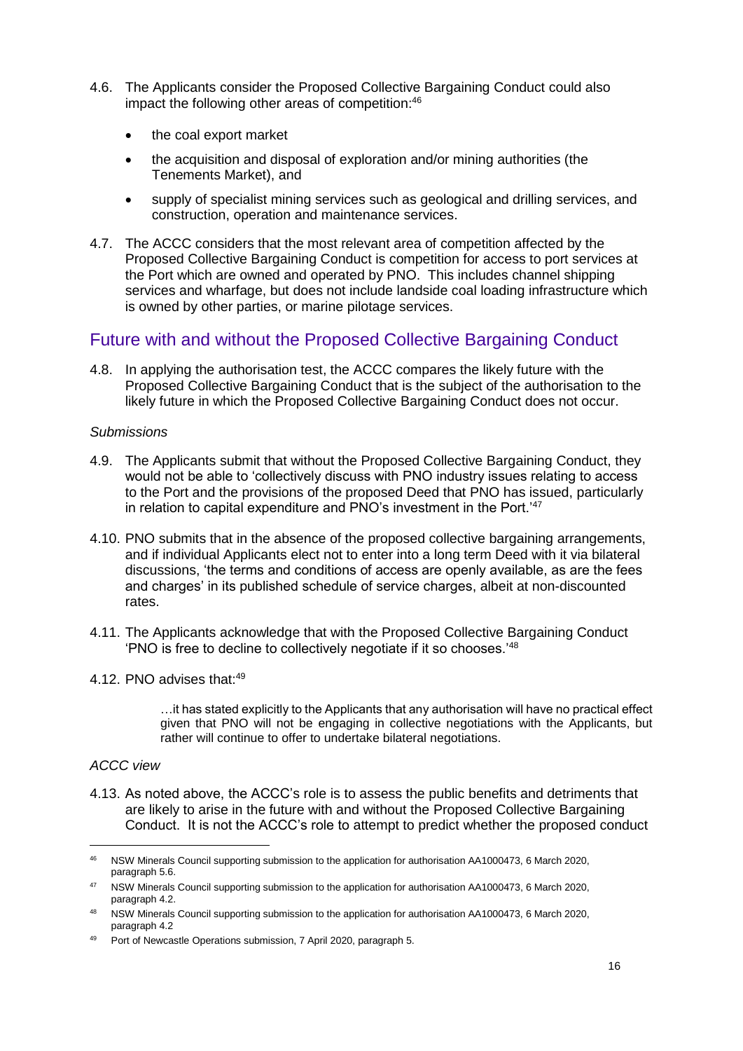4.6. The Applicants consider the Proposed Collective Bargaining Conduct could also impact the following other areas of competition:[46]

- the coal export market
- the acquisition and disposal of exploration and/or mining authorities (the Tenements Market), and
- supply of specialist mining services such as geological and drilling services, and construction, operation and maintenance services.

4.7. The ACCC considers that the most relevant area of competition affected by the Proposed Collective Bargaining Conduct is competition for access to port services at the Port which are owned and operated by PNO. This includes channel shipping services and wharfage, but does not include landside coal loading infrastructure which is owned by other parties, or marine pilotage services.

## Future with and without the Proposed Collective Bargaining Conduct

4.8. In applying the authorisation test, the ACCC compares the likely future with the Proposed Collective Bargaining Conduct that is the subject of the authorisation to the likely future in which the Proposed Collective Bargaining Conduct does not occur.

*Submissions*

4.9. The Applicants submit that without the Proposed Collective Bargaining Conduct, they would not be able to 'collectively discuss with PNO industry issues relating to access to the Port and the provisions of the proposed Deed that PNO has issued, particularly in relation to capital expenditure and PNO's investment in the Port.'[47]

4.10. PNO submits that in the absence of the proposed collective bargaining arrangements, and if individual Applicants elect not to enter into a long term Deed with it via bilateral discussions, 'the terms and conditions of access are openly available, as are the fees and charges' in its published schedule of service charges, albeit at non-discounted rates.

4.11. The Applicants acknowledge that with the Proposed Collective Bargaining Conduct 'PNO is free to decline to collectively negotiate if it so chooses.'[48]

4.12. PNO advises that:[49]

> …it has stated explicitly to the Applicants that any authorisation will have no practical effect given that PNO will not be engaging in collective negotiations with the Applicants, but rather will continue to offer to undertake bilateral negotiations.

*ACCC view*

4.13. As noted above, the ACCC's role is to assess the public benefits and detriments that are likely to arise in the future with and without the Proposed Collective Bargaining Conduct. It is not the ACCC's role to attempt to predict whether the proposed conduct

---

[46] NSW Minerals Council supporting submission to the application for authorisation AA1000473, 6 March 2020, paragraph 5.6.

[47] NSW Minerals Council supporting submission to the application for authorisation AA1000473, 6 March 2020, paragraph 4.2.

[48] NSW Minerals Council supporting submission to the application for authorisation AA1000473, 6 March 2020, paragraph 4.2

[49] Port of Newcastle Operations submission, 7 April 2020, paragraph 5.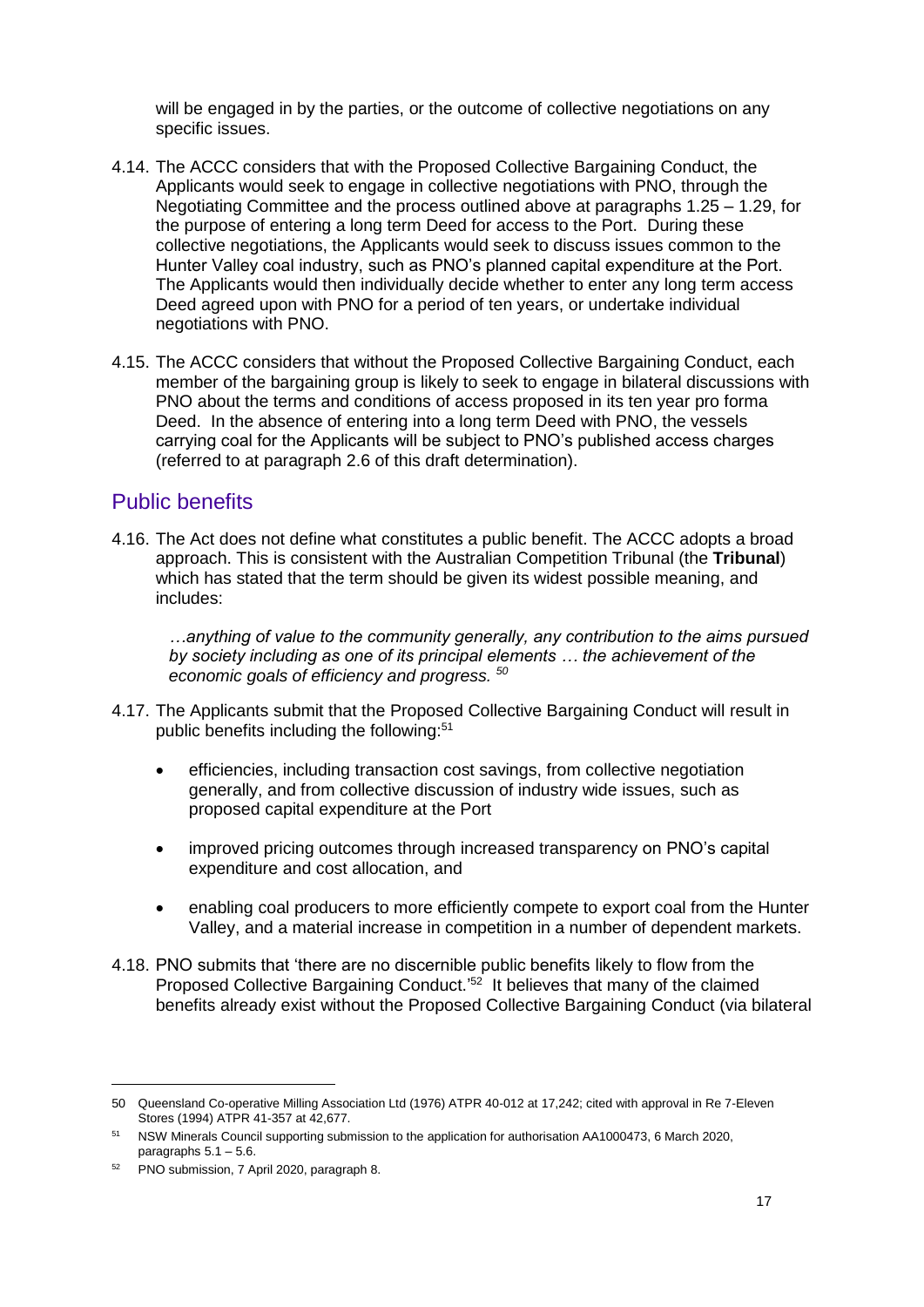will be engaged in by the parties, or the outcome of collective negotiations on any specific issues.

4.14. The ACCC considers that with the Proposed Collective Bargaining Conduct, the Applicants would seek to engage in collective negotiations with PNO, through the Negotiating Committee and the process outlined above at paragraphs 1.25 – 1.29, for the purpose of entering a long term Deed for access to the Port. During these collective negotiations, the Applicants would seek to discuss issues common to the Hunter Valley coal industry, such as PNO's planned capital expenditure at the Port. The Applicants would then individually decide whether to enter any long term access Deed agreed upon with PNO for a period of ten years, or undertake individual negotiations with PNO.

4.15. The ACCC considers that without the Proposed Collective Bargaining Conduct, each member of the bargaining group is likely to seek to engage in bilateral discussions with PNO about the terms and conditions of access proposed in its ten year pro forma Deed. In the absence of entering into a long term Deed with PNO, the vessels carrying coal for the Applicants will be subject to PNO's published access charges (referred to at paragraph 2.6 of this draft determination).

## Public benefits

4.16. The Act does not define what constitutes a public benefit. The ACCC adopts a broad approach. This is consistent with the Australian Competition Tribunal (the **Tribunal**) which has stated that the term should be given its widest possible meaning, and includes:

> *…anything of value to the community generally, any contribution to the aims pursued by society including as one of its principal elements … the achievement of the economic goals of efficiency and progress.* [50]

4.17. The Applicants submit that the Proposed Collective Bargaining Conduct will result in public benefits including the following:[51]

- efficiencies, including transaction cost savings, from collective negotiation generally, and from collective discussion of industry wide issues, such as proposed capital expenditure at the Port
- improved pricing outcomes through increased transparency on PNO's capital expenditure and cost allocation, and
- enabling coal producers to more efficiently compete to export coal from the Hunter Valley, and a material increase in competition in a number of dependent markets.

4.18. PNO submits that 'there are no discernible public benefits likely to flow from the Proposed Collective Bargaining Conduct.'[52] It believes that many of the claimed benefits already exist without the Proposed Collective Bargaining Conduct (via bilateral

---

[50] Queensland Co-operative Milling Association Ltd (1976) ATPR 40-012 at 17,242; cited with approval in Re 7-Eleven Stores (1994) ATPR 41-357 at 42,677.

[51] NSW Minerals Council supporting submission to the application for authorisation AA1000473, 6 March 2020, paragraphs 5.1 – 5.6.

[52] PNO submission, 7 April 2020, paragraph 8.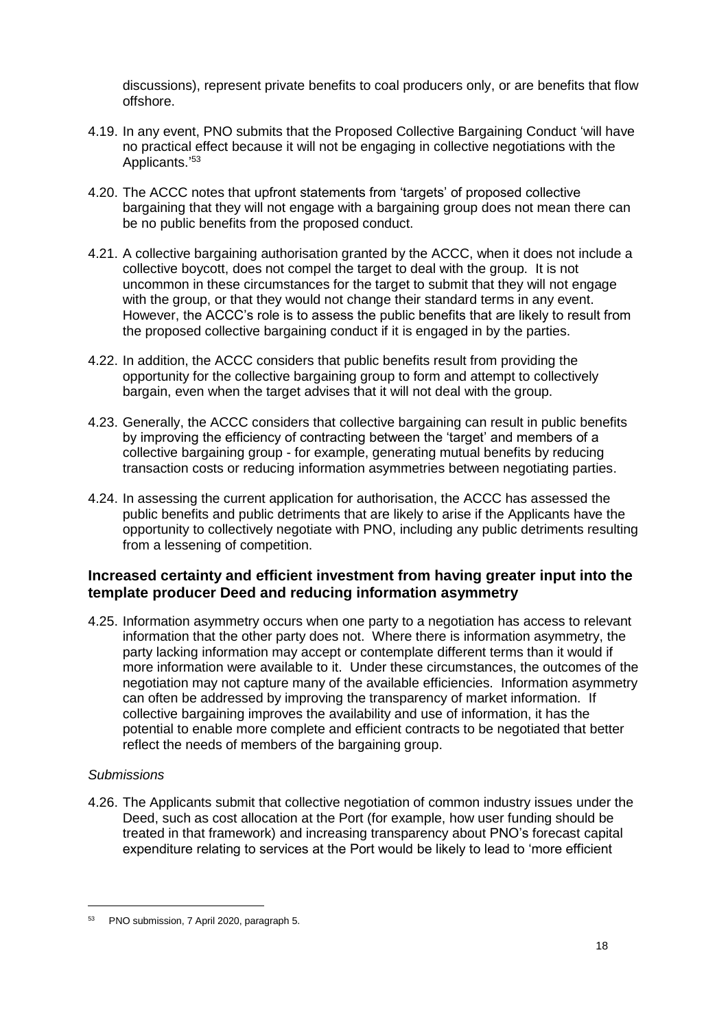discussions), represent private benefits to coal producers only, or are benefits that flow offshore.

4.19. In any event, PNO submits that the Proposed Collective Bargaining Conduct 'will have no practical effect because it will not be engaging in collective negotiations with the Applicants.'[53]

4.20. The ACCC notes that upfront statements from 'targets' of proposed collective bargaining that they will not engage with a bargaining group does not mean there can be no public benefits from the proposed conduct.

4.21. A collective bargaining authorisation granted by the ACCC, when it does not include a collective boycott, does not compel the target to deal with the group. It is not uncommon in these circumstances for the target to submit that they will not engage with the group, or that they would not change their standard terms in any event. However, the ACCC's role is to assess the public benefits that are likely to result from the proposed collective bargaining conduct if it is engaged in by the parties.

4.22. In addition, the ACCC considers that public benefits result from providing the opportunity for the collective bargaining group to form and attempt to collectively bargain, even when the target advises that it will not deal with the group.

4.23. Generally, the ACCC considers that collective bargaining can result in public benefits by improving the efficiency of contracting between the 'target' and members of a collective bargaining group - for example, generating mutual benefits by reducing transaction costs or reducing information asymmetries between negotiating parties.

4.24. In assessing the current application for authorisation, the ACCC has assessed the public benefits and public detriments that are likely to arise if the Applicants have the opportunity to collectively negotiate with PNO, including any public detriments resulting from a lessening of competition.

### Increased certainty and efficient investment from having greater input into the template producer Deed and reducing information asymmetry

4.25. Information asymmetry occurs when one party to a negotiation has access to relevant information that the other party does not. Where there is information asymmetry, the party lacking information may accept or contemplate different terms than it would if more information were available to it. Under these circumstances, the outcomes of the negotiation may not capture many of the available efficiencies. Information asymmetry can often be addressed by improving the transparency of market information. If collective bargaining improves the availability and use of information, it has the potential to enable more complete and efficient contracts to be negotiated that better reflect the needs of members of the bargaining group.

*Submissions*

4.26. The Applicants submit that collective negotiation of common industry issues under the Deed, such as cost allocation at the Port (for example, how user funding should be treated in that framework) and increasing transparency about PNO's forecast capital expenditure relating to services at the Port would be likely to lead to 'more efficient

---

[53] PNO submission, 7 April 2020, paragraph 5.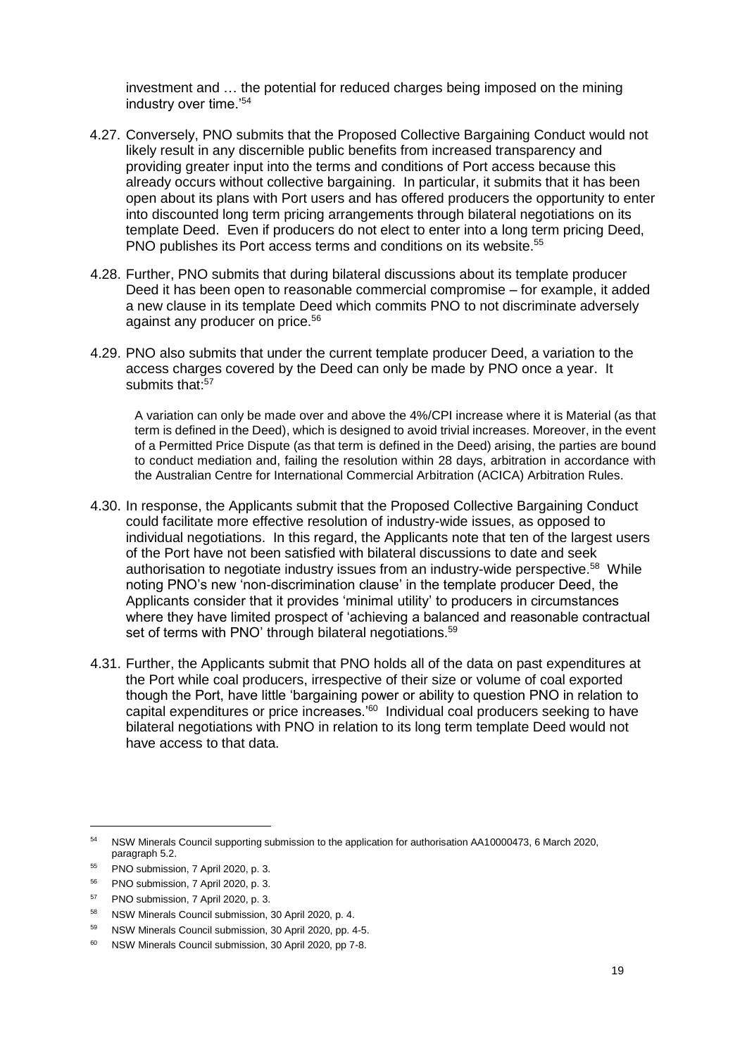investment and … the potential for reduced charges being imposed on the mining industry over time.'[54]

4.27. Conversely, PNO submits that the Proposed Collective Bargaining Conduct would not likely result in any discernible public benefits from increased transparency and providing greater input into the terms and conditions of Port access because this already occurs without collective bargaining. In particular, it submits that it has been open about its plans with Port users and has offered producers the opportunity to enter into discounted long term pricing arrangements through bilateral negotiations on its template Deed. Even if producers do not elect to enter into a long term pricing Deed, PNO publishes its Port access terms and conditions on its website.[55]

4.28. Further, PNO submits that during bilateral discussions about its template producer Deed it has been open to reasonable commercial compromise – for example, it added a new clause in its template Deed which commits PNO to not discriminate adversely against any producer on price.[56]

4.29. PNO also submits that under the current template producer Deed, a variation to the access charges covered by the Deed can only be made by PNO once a year. It submits that:[57]

> A variation can only be made over and above the 4%/CPI increase where it is Material (as that term is defined in the Deed), which is designed to avoid trivial increases. Moreover, in the event of a Permitted Price Dispute (as that term is defined in the Deed) arising, the parties are bound to conduct mediation and, failing the resolution within 28 days, arbitration in accordance with the Australian Centre for International Commercial Arbitration (ACICA) Arbitration Rules.

4.30. In response, the Applicants submit that the Proposed Collective Bargaining Conduct could facilitate more effective resolution of industry-wide issues, as opposed to individual negotiations. In this regard, the Applicants note that ten of the largest users of the Port have not been satisfied with bilateral discussions to date and seek authorisation to negotiate industry issues from an industry-wide perspective.[58] While noting PNO's new 'non-discrimination clause' in the template producer Deed, the Applicants consider that it provides 'minimal utility' to producers in circumstances where they have limited prospect of 'achieving a balanced and reasonable contractual set of terms with PNO' through bilateral negotiations.[59]

4.31. Further, the Applicants submit that PNO holds all of the data on past expenditures at the Port while coal producers, irrespective of their size or volume of coal exported though the Port, have little 'bargaining power or ability to question PNO in relation to capital expenditures or price increases.'[60] Individual coal producers seeking to have bilateral negotiations with PNO in relation to its long term template Deed would not have access to that data.

---

[54] NSW Minerals Council supporting submission to the application for authorisation AA10000473, 6 March 2020, paragraph 5.2.

[55] PNO submission, 7 April 2020, p. 3.

[56] PNO submission, 7 April 2020, p. 3.

[57] PNO submission, 7 April 2020, p. 3.

[58] NSW Minerals Council submission, 30 April 2020, p. 4.

[59] NSW Minerals Council submission, 30 April 2020, pp. 4-5.

[60] NSW Minerals Council submission, 30 April 2020, pp 7-8.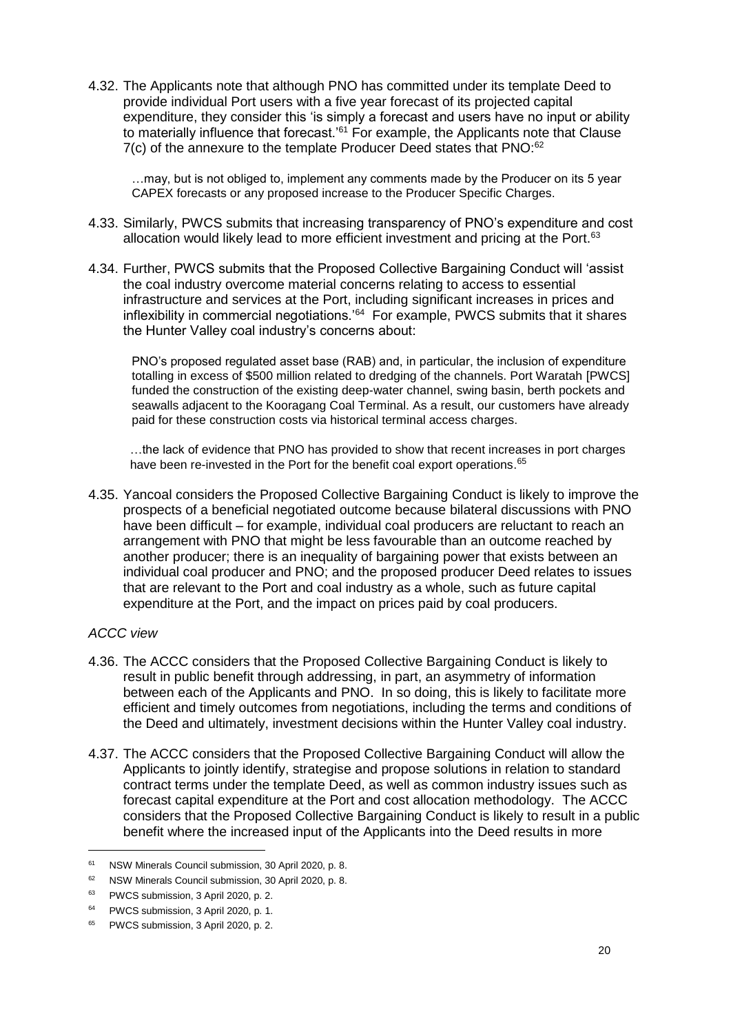4.32. The Applicants note that although PNO has committed under its template Deed to provide individual Port users with a five year forecast of its projected capital expenditure, they consider this 'is simply a forecast and users have no input or ability to materially influence that forecast.'[61] For example, the Applicants note that Clause 7(c) of the annexure to the template Producer Deed states that PNO:[62]

> …may, but is not obliged to, implement any comments made by the Producer on its 5 year CAPEX forecasts or any proposed increase to the Producer Specific Charges.

4.33. Similarly, PWCS submits that increasing transparency of PNO's expenditure and cost allocation would likely lead to more efficient investment and pricing at the Port.[63]

4.34. Further, PWCS submits that the Proposed Collective Bargaining Conduct will 'assist the coal industry overcome material concerns relating to access to essential infrastructure and services at the Port, including significant increases in prices and inflexibility in commercial negotiations.'[64] For example, PWCS submits that it shares the Hunter Valley coal industry's concerns about:

> PNO's proposed regulated asset base (RAB) and, in particular, the inclusion of expenditure totalling in excess of $500 million related to dredging of the channels. Port Waratah [PWCS] funded the construction of the existing deep-water channel, swing basin, berth pockets and seawalls adjacent to the Kooragang Coal Terminal. As a result, our customers have already paid for these construction costs via historical terminal access charges.
>
> …the lack of evidence that PNO has provided to show that recent increases in port charges have been re-invested in the Port for the benefit coal export operations.[65]

4.35. Yancoal considers the Proposed Collective Bargaining Conduct is likely to improve the prospects of a beneficial negotiated outcome because bilateral discussions with PNO have been difficult – for example, individual coal producers are reluctant to reach an arrangement with PNO that might be less favourable than an outcome reached by another producer; there is an inequality of bargaining power that exists between an individual coal producer and PNO; and the proposed producer Deed relates to issues that are relevant to the Port and coal industry as a whole, such as future capital expenditure at the Port, and the impact on prices paid by coal producers.

*ACCC view*

4.36. The ACCC considers that the Proposed Collective Bargaining Conduct is likely to result in public benefit through addressing, in part, an asymmetry of information between each of the Applicants and PNO. In so doing, this is likely to facilitate more efficient and timely outcomes from negotiations, including the terms and conditions of the Deed and ultimately, investment decisions within the Hunter Valley coal industry.

4.37. The ACCC considers that the Proposed Collective Bargaining Conduct will allow the Applicants to jointly identify, strategise and propose solutions in relation to standard contract terms under the template Deed, as well as common industry issues such as forecast capital expenditure at the Port and cost allocation methodology. The ACCC considers that the Proposed Collective Bargaining Conduct is likely to result in a public benefit where the increased input of the Applicants into the Deed results in more

---

[61] NSW Minerals Council submission, 30 April 2020, p. 8.

[62] NSW Minerals Council submission, 30 April 2020, p. 8.

[63] PWCS submission, 3 April 2020, p. 2.

[64] PWCS submission, 3 April 2020, p. 1.

[65] PWCS submission, 3 April 2020, p. 2.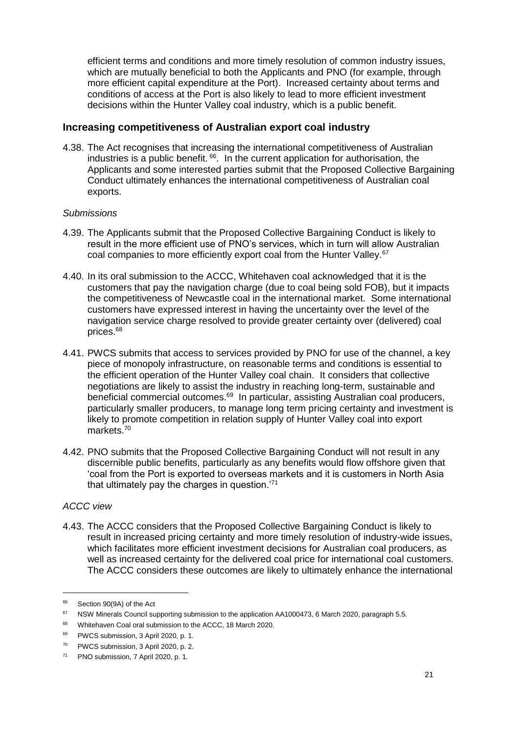efficient terms and conditions and more timely resolution of common industry issues, which are mutually beneficial to both the Applicants and PNO (for example, through more efficient capital expenditure at the Port). Increased certainty about terms and conditions of access at the Port is also likely to lead to more efficient investment decisions within the Hunter Valley coal industry, which is a public benefit.

## Increasing competitiveness of Australian export coal industry

4.38. The Act recognises that increasing the international competitiveness of Australian industries is a public benefit. [66]. In the current application for authorisation, the Applicants and some interested parties submit that the Proposed Collective Bargaining Conduct ultimately enhances the international competitiveness of Australian coal exports.

*Submissions*

4.39. The Applicants submit that the Proposed Collective Bargaining Conduct is likely to result in the more efficient use of PNO's services, which in turn will allow Australian coal companies to more efficiently export coal from the Hunter Valley.[67]

4.40. In its oral submission to the ACCC, Whitehaven coal acknowledged that it is the customers that pay the navigation charge (due to coal being sold FOB), but it impacts the competitiveness of Newcastle coal in the international market. Some international customers have expressed interest in having the uncertainty over the level of the navigation service charge resolved to provide greater certainty over (delivered) coal prices.[68]

4.41. PWCS submits that access to services provided by PNO for use of the channel, a key piece of monopoly infrastructure, on reasonable terms and conditions is essential to the efficient operation of the Hunter Valley coal chain. It considers that collective negotiations are likely to assist the industry in reaching long-term, sustainable and beneficial commercial outcomes.[69] In particular, assisting Australian coal producers, particularly smaller producers, to manage long term pricing certainty and investment is likely to promote competition in relation supply of Hunter Valley coal into export markets.[70]

4.42. PNO submits that the Proposed Collective Bargaining Conduct will not result in any discernible public benefits, particularly as any benefits would flow offshore given that 'coal from the Port is exported to overseas markets and it is customers in North Asia that ultimately pay the charges in question.'[71]

*ACCC view*

4.43. The ACCC considers that the Proposed Collective Bargaining Conduct is likely to result in increased pricing certainty and more timely resolution of industry-wide issues, which facilitates more efficient investment decisions for Australian coal producers, as well as increased certainty for the delivered coal price for international coal customers. The ACCC considers these outcomes are likely to ultimately enhance the international

---

[66] Section 90(9A) of the Act

[67] NSW Minerals Council supporting submission to the application AA1000473, 6 March 2020, paragraph 5.5.

[68] Whitehaven Coal oral submission to the ACCC, 18 March 2020.

[69] PWCS submission, 3 April 2020, p. 1.

[70] PWCS submission, 3 April 2020, p. 2.

[71] PNO submission, 7 April 2020, p. 1.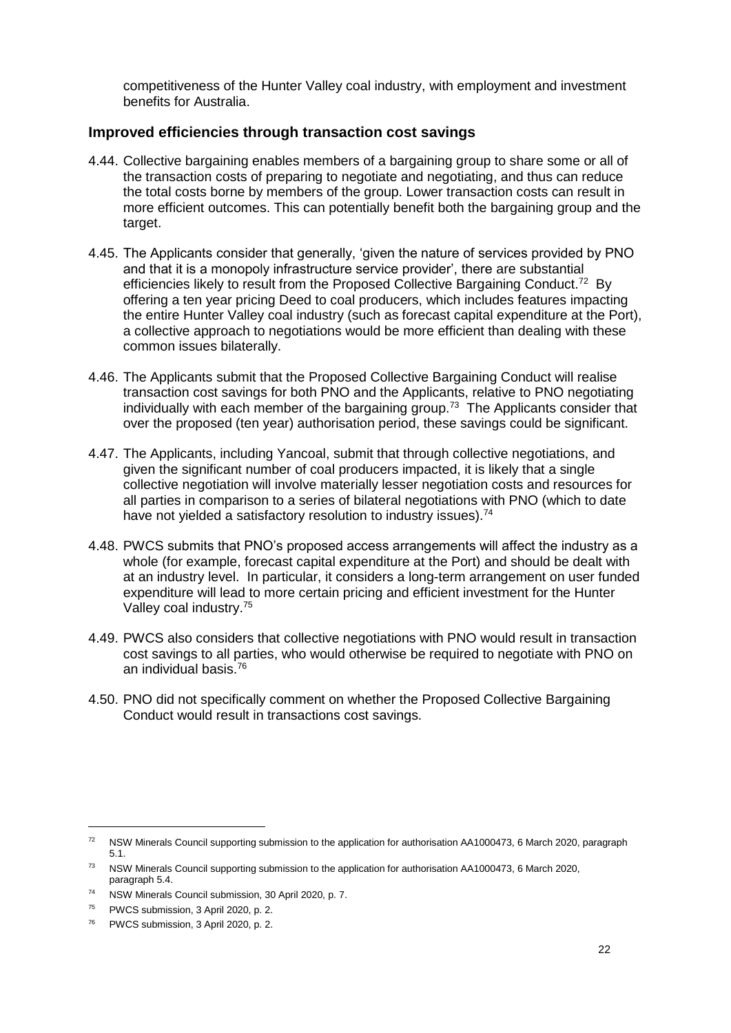competitiveness of the Hunter Valley coal industry, with employment and investment benefits for Australia.

### Improved efficiencies through transaction cost savings

4.44. Collective bargaining enables members of a bargaining group to share some or all of the transaction costs of preparing to negotiate and negotiating, and thus can reduce the total costs borne by members of the group. Lower transaction costs can result in more efficient outcomes. This can potentially benefit both the bargaining group and the target.

4.45. The Applicants consider that generally, 'given the nature of services provided by PNO and that it is a monopoly infrastructure service provider', there are substantial efficiencies likely to result from the Proposed Collective Bargaining Conduct.[72] By offering a ten year pricing Deed to coal producers, which includes features impacting the entire Hunter Valley coal industry (such as forecast capital expenditure at the Port), a collective approach to negotiations would be more efficient than dealing with these common issues bilaterally.

4.46. The Applicants submit that the Proposed Collective Bargaining Conduct will realise transaction cost savings for both PNO and the Applicants, relative to PNO negotiating individually with each member of the bargaining group.[73] The Applicants consider that over the proposed (ten year) authorisation period, these savings could be significant.

4.47. The Applicants, including Yancoal, submit that through collective negotiations, and given the significant number of coal producers impacted, it is likely that a single collective negotiation will involve materially lesser negotiation costs and resources for all parties in comparison to a series of bilateral negotiations with PNO (which to date have not yielded a satisfactory resolution to industry issues).[74]

4.48. PWCS submits that PNO's proposed access arrangements will affect the industry as a whole (for example, forecast capital expenditure at the Port) and should be dealt with at an industry level. In particular, it considers a long-term arrangement on user funded expenditure will lead to more certain pricing and efficient investment for the Hunter Valley coal industry.[75]

4.49. PWCS also considers that collective negotiations with PNO would result in transaction cost savings to all parties, who would otherwise be required to negotiate with PNO on an individual basis.[76]

4.50. PNO did not specifically comment on whether the Proposed Collective Bargaining Conduct would result in transactions cost savings.

---

[72] NSW Minerals Council supporting submission to the application for authorisation AA1000473, 6 March 2020, paragraph 5.1.

[73] NSW Minerals Council supporting submission to the application for authorisation AA1000473, 6 March 2020, paragraph 5.4.

[74] NSW Minerals Council submission, 30 April 2020, p. 7.

[75] PWCS submission, 3 April 2020, p. 2.

[76] PWCS submission, 3 April 2020, p. 2.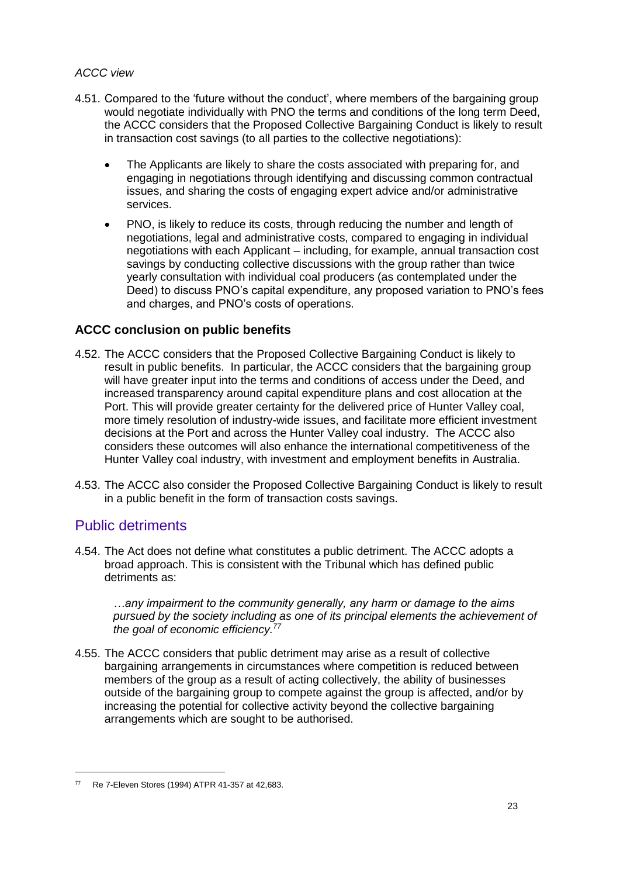*ACCC view*

4.51. Compared to the 'future without the conduct', where members of the bargaining group would negotiate individually with PNO the terms and conditions of the long term Deed, the ACCC considers that the Proposed Collective Bargaining Conduct is likely to result in transaction cost savings (to all parties to the collective negotiations):

- The Applicants are likely to share the costs associated with preparing for, and engaging in negotiations through identifying and discussing common contractual issues, and sharing the costs of engaging expert advice and/or administrative services.
- PNO, is likely to reduce its costs, through reducing the number and length of negotiations, legal and administrative costs, compared to engaging in individual negotiations with each Applicant – including, for example, annual transaction cost savings by conducting collective discussions with the group rather than twice yearly consultation with individual coal producers (as contemplated under the Deed) to discuss PNO's capital expenditure, any proposed variation to PNO's fees and charges, and PNO's costs of operations.

### ACCC conclusion on public benefits

4.52. The ACCC considers that the Proposed Collective Bargaining Conduct is likely to result in public benefits. In particular, the ACCC considers that the bargaining group will have greater input into the terms and conditions of access under the Deed, and increased transparency around capital expenditure plans and cost allocation at the Port. This will provide greater certainty for the delivered price of Hunter Valley coal, more timely resolution of industry-wide issues, and facilitate more efficient investment decisions at the Port and across the Hunter Valley coal industry. The ACCC also considers these outcomes will also enhance the international competitiveness of the Hunter Valley coal industry, with investment and employment benefits in Australia.

4.53. The ACCC also consider the Proposed Collective Bargaining Conduct is likely to result in a public benefit in the form of transaction costs savings.

## Public detriments

4.54. The Act does not define what constitutes a public detriment. The ACCC adopts a broad approach. This is consistent with the Tribunal which has defined public detriments as:

> *…any impairment to the community generally, any harm or damage to the aims pursued by the society including as one of its principal elements the achievement of the goal of economic efficiency.*[77]

4.55. The ACCC considers that public detriment may arise as a result of collective bargaining arrangements in circumstances where competition is reduced between members of the group as a result of acting collectively, the ability of businesses outside of the bargaining group to compete against the group is affected, and/or by increasing the potential for collective activity beyond the collective bargaining arrangements which are sought to be authorised.

---

[77] Re 7-Eleven Stores (1994) ATPR 41-357 at 42,683.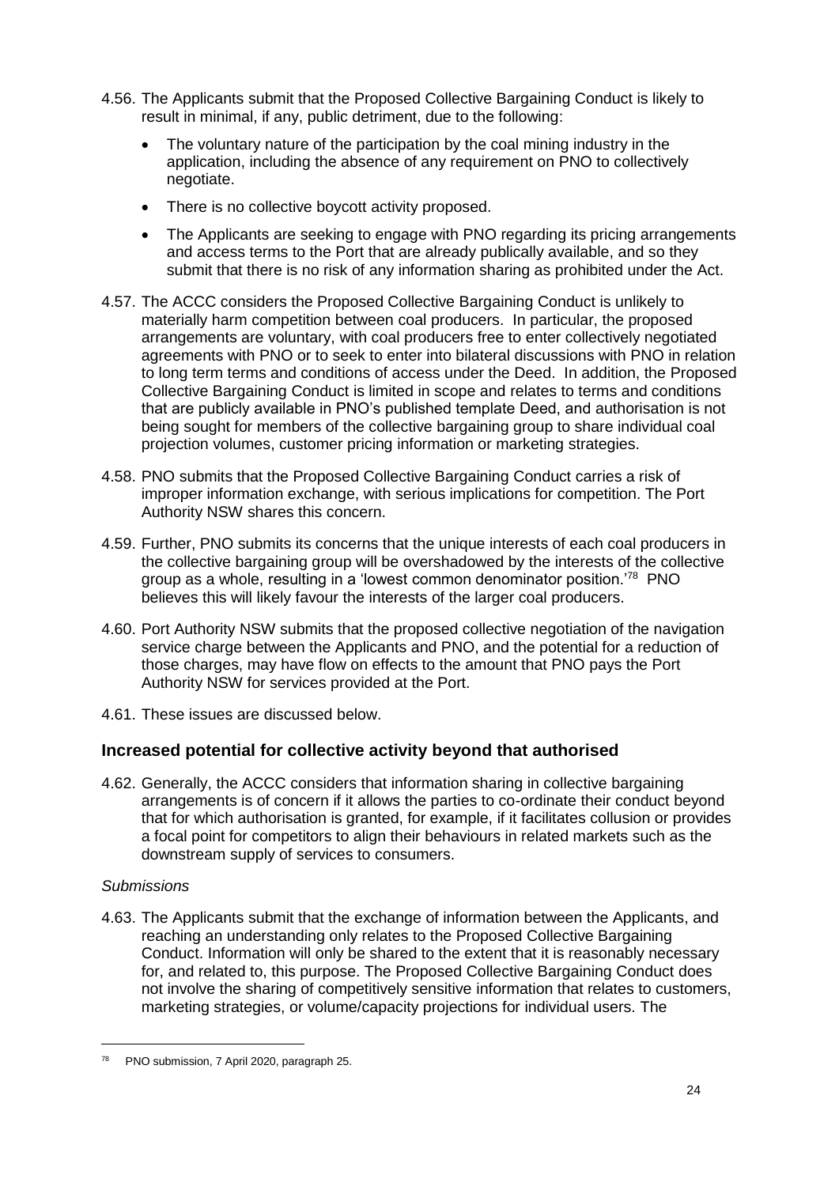4.56. The Applicants submit that the Proposed Collective Bargaining Conduct is likely to result in minimal, if any, public detriment, due to the following:

- The voluntary nature of the participation by the coal mining industry in the application, including the absence of any requirement on PNO to collectively negotiate.
- There is no collective boycott activity proposed.
- The Applicants are seeking to engage with PNO regarding its pricing arrangements and access terms to the Port that are already publically available, and so they submit that there is no risk of any information sharing as prohibited under the Act.

4.57. The ACCC considers the Proposed Collective Bargaining Conduct is unlikely to materially harm competition between coal producers. In particular, the proposed arrangements are voluntary, with coal producers free to enter collectively negotiated agreements with PNO or to seek to enter into bilateral discussions with PNO in relation to long term terms and conditions of access under the Deed. In addition, the Proposed Collective Bargaining Conduct is limited in scope and relates to terms and conditions that are publicly available in PNO's published template Deed, and authorisation is not being sought for members of the collective bargaining group to share individual coal projection volumes, customer pricing information or marketing strategies.

4.58. PNO submits that the Proposed Collective Bargaining Conduct carries a risk of improper information exchange, with serious implications for competition. The Port Authority NSW shares this concern.

4.59. Further, PNO submits its concerns that the unique interests of each coal producers in the collective bargaining group will be overshadowed by the interests of the collective group as a whole, resulting in a 'lowest common denominator position.'[78] PNO believes this will likely favour the interests of the larger coal producers.

4.60. Port Authority NSW submits that the proposed collective negotiation of the navigation service charge between the Applicants and PNO, and the potential for a reduction of those charges, may have flow on effects to the amount that PNO pays the Port Authority NSW for services provided at the Port.

4.61. These issues are discussed below.

## Increased potential for collective activity beyond that authorised

4.62. Generally, the ACCC considers that information sharing in collective bargaining arrangements is of concern if it allows the parties to co-ordinate their conduct beyond that for which authorisation is granted, for example, if it facilitates collusion or provides a focal point for competitors to align their behaviours in related markets such as the downstream supply of services to consumers.

*Submissions*

4.63. The Applicants submit that the exchange of information between the Applicants, and reaching an understanding only relates to the Proposed Collective Bargaining Conduct. Information will only be shared to the extent that it is reasonably necessary for, and related to, this purpose. The Proposed Collective Bargaining Conduct does not involve the sharing of competitively sensitive information that relates to customers, marketing strategies, or volume/capacity projections for individual users. The

[78] PNO submission, 7 April 2020, paragraph 25.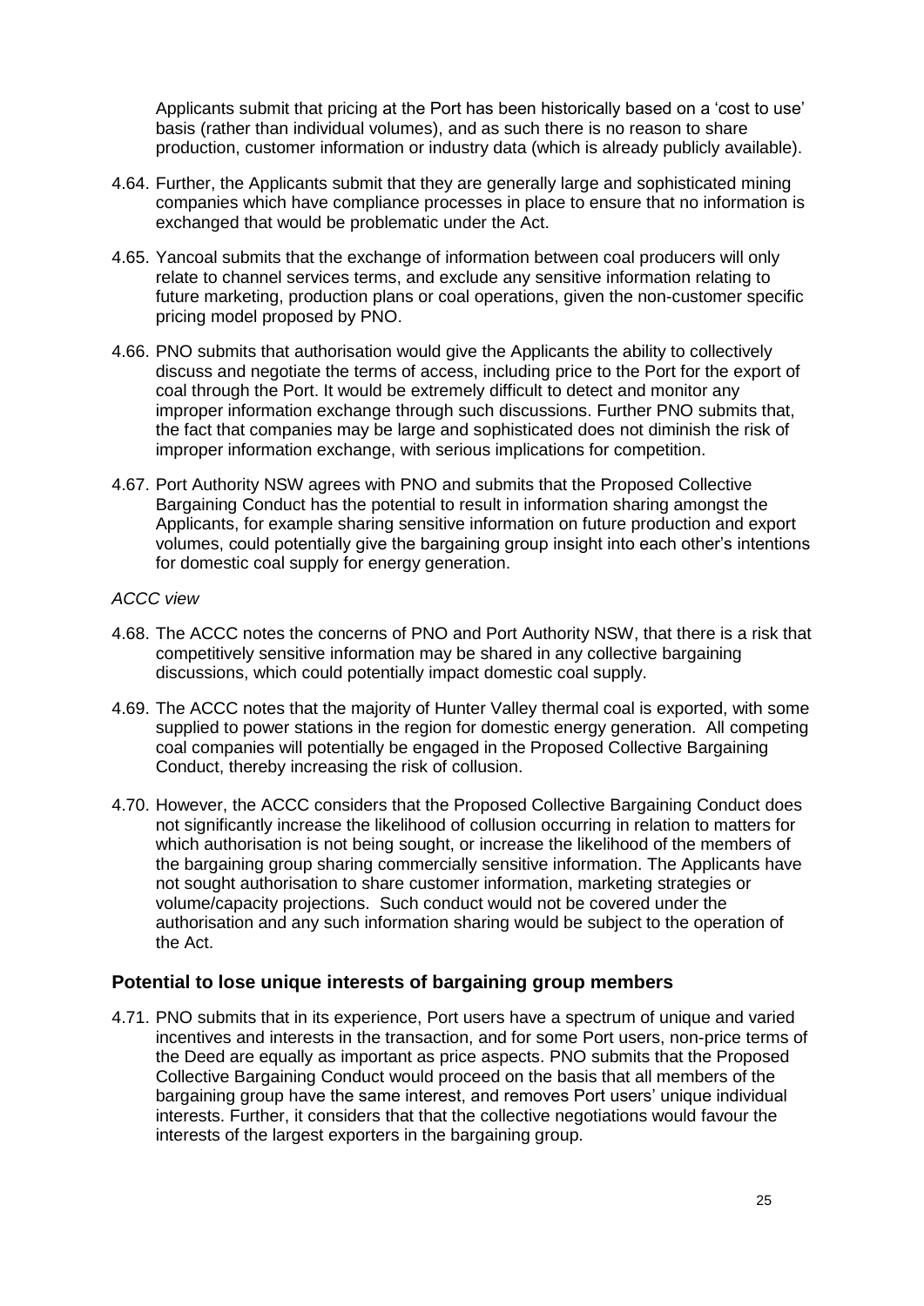Applicants submit that pricing at the Port has been historically based on a 'cost to use' basis (rather than individual volumes), and as such there is no reason to share production, customer information or industry data (which is already publicly available).

4.64. Further, the Applicants submit that they are generally large and sophisticated mining companies which have compliance processes in place to ensure that no information is exchanged that would be problematic under the Act.

4.65. Yancoal submits that the exchange of information between coal producers will only relate to channel services terms, and exclude any sensitive information relating to future marketing, production plans or coal operations, given the non-customer specific pricing model proposed by PNO.

4.66. PNO submits that authorisation would give the Applicants the ability to collectively discuss and negotiate the terms of access, including price to the Port for the export of coal through the Port. It would be extremely difficult to detect and monitor any improper information exchange through such discussions. Further PNO submits that, the fact that companies may be large and sophisticated does not diminish the risk of improper information exchange, with serious implications for competition.

4.67. Port Authority NSW agrees with PNO and submits that the Proposed Collective Bargaining Conduct has the potential to result in information sharing amongst the Applicants, for example sharing sensitive information on future production and export volumes, could potentially give the bargaining group insight into each other's intentions for domestic coal supply for energy generation.

*ACCC view*

4.68. The ACCC notes the concerns of PNO and Port Authority NSW, that there is a risk that competitively sensitive information may be shared in any collective bargaining discussions, which could potentially impact domestic coal supply.

4.69. The ACCC notes that the majority of Hunter Valley thermal coal is exported, with some supplied to power stations in the region for domestic energy generation. All competing coal companies will potentially be engaged in the Proposed Collective Bargaining Conduct, thereby increasing the risk of collusion.

4.70. However, the ACCC considers that the Proposed Collective Bargaining Conduct does not significantly increase the likelihood of collusion occurring in relation to matters for which authorisation is not being sought, or increase the likelihood of the members of the bargaining group sharing commercially sensitive information. The Applicants have not sought authorisation to share customer information, marketing strategies or volume/capacity projections. Such conduct would not be covered under the authorisation and any such information sharing would be subject to the operation of the Act.

## Potential to lose unique interests of bargaining group members

4.71. PNO submits that in its experience, Port users have a spectrum of unique and varied incentives and interests in the transaction, and for some Port users, non-price terms of the Deed are equally as important as price aspects. PNO submits that the Proposed Collective Bargaining Conduct would proceed on the basis that all members of the bargaining group have the same interest, and removes Port users' unique individual interests. Further, it considers that that the collective negotiations would favour the interests of the largest exporters in the bargaining group.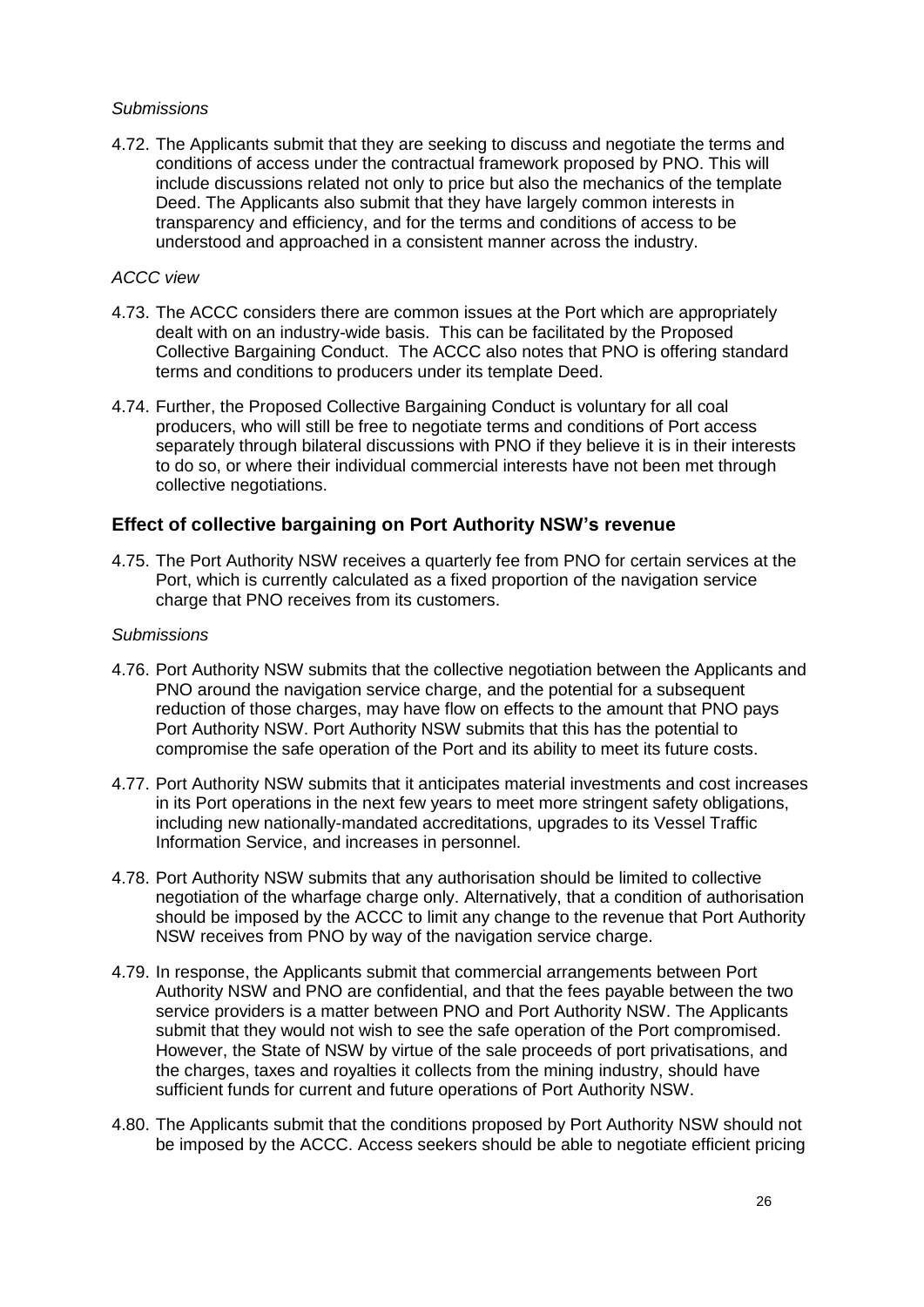*Submissions*

4.72. The Applicants submit that they are seeking to discuss and negotiate the terms and conditions of access under the contractual framework proposed by PNO. This will include discussions related not only to price but also the mechanics of the template Deed. The Applicants also submit that they have largely common interests in transparency and efficiency, and for the terms and conditions of access to be understood and approached in a consistent manner across the industry.

*ACCC view*

4.73. The ACCC considers there are common issues at the Port which are appropriately dealt with on an industry-wide basis. This can be facilitated by the Proposed Collective Bargaining Conduct. The ACCC also notes that PNO is offering standard terms and conditions to producers under its template Deed.

4.74. Further, the Proposed Collective Bargaining Conduct is voluntary for all coal producers, who will still be free to negotiate terms and conditions of Port access separately through bilateral discussions with PNO if they believe it is in their interests to do so, or where their individual commercial interests have not been met through collective negotiations.

## Effect of collective bargaining on Port Authority NSW's revenue

4.75. The Port Authority NSW receives a quarterly fee from PNO for certain services at the Port, which is currently calculated as a fixed proportion of the navigation service charge that PNO receives from its customers.

*Submissions*

4.76. Port Authority NSW submits that the collective negotiation between the Applicants and PNO around the navigation service charge, and the potential for a subsequent reduction of those charges, may have flow on effects to the amount that PNO pays Port Authority NSW. Port Authority NSW submits that this has the potential to compromise the safe operation of the Port and its ability to meet its future costs.

4.77. Port Authority NSW submits that it anticipates material investments and cost increases in its Port operations in the next few years to meet more stringent safety obligations, including new nationally-mandated accreditations, upgrades to its Vessel Traffic Information Service, and increases in personnel.

4.78. Port Authority NSW submits that any authorisation should be limited to collective negotiation of the wharfage charge only. Alternatively, that a condition of authorisation should be imposed by the ACCC to limit any change to the revenue that Port Authority NSW receives from PNO by way of the navigation service charge.

4.79. In response, the Applicants submit that commercial arrangements between Port Authority NSW and PNO are confidential, and that the fees payable between the two service providers is a matter between PNO and Port Authority NSW. The Applicants submit that they would not wish to see the safe operation of the Port compromised. However, the State of NSW by virtue of the sale proceeds of port privatisations, and the charges, taxes and royalties it collects from the mining industry, should have sufficient funds for current and future operations of Port Authority NSW.

4.80. The Applicants submit that the conditions proposed by Port Authority NSW should not be imposed by the ACCC. Access seekers should be able to negotiate efficient pricing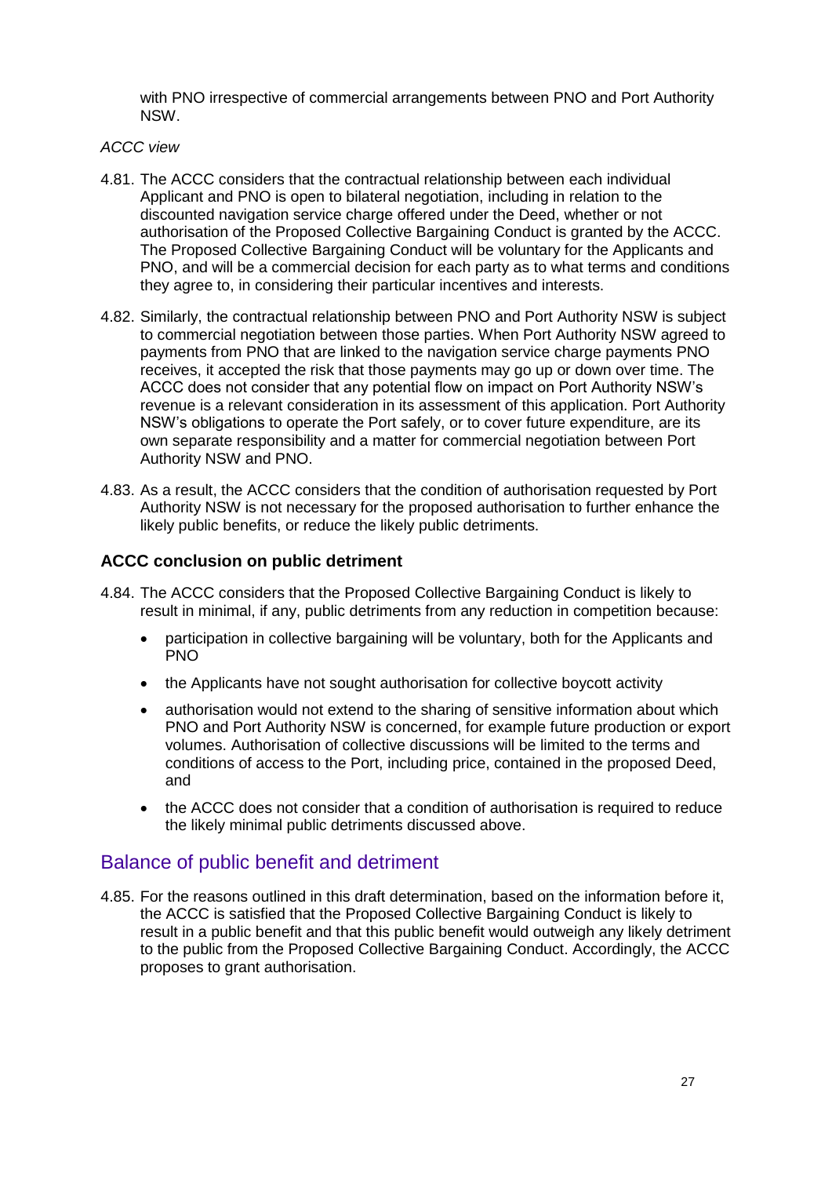with PNO irrespective of commercial arrangements between PNO and Port Authority NSW.

*ACCC view*

4.81. The ACCC considers that the contractual relationship between each individual Applicant and PNO is open to bilateral negotiation, including in relation to the discounted navigation service charge offered under the Deed, whether or not authorisation of the Proposed Collective Bargaining Conduct is granted by the ACCC. The Proposed Collective Bargaining Conduct will be voluntary for the Applicants and PNO, and will be a commercial decision for each party as to what terms and conditions they agree to, in considering their particular incentives and interests.

4.82. Similarly, the contractual relationship between PNO and Port Authority NSW is subject to commercial negotiation between those parties. When Port Authority NSW agreed to payments from PNO that are linked to the navigation service charge payments PNO receives, it accepted the risk that those payments may go up or down over time. The ACCC does not consider that any potential flow on impact on Port Authority NSW's revenue is a relevant consideration in its assessment of this application. Port Authority NSW's obligations to operate the Port safely, or to cover future expenditure, are its own separate responsibility and a matter for commercial negotiation between Port Authority NSW and PNO.

4.83. As a result, the ACCC considers that the condition of authorisation requested by Port Authority NSW is not necessary for the proposed authorisation to further enhance the likely public benefits, or reduce the likely public detriments.

### ACCC conclusion on public detriment

4.84. The ACCC considers that the Proposed Collective Bargaining Conduct is likely to result in minimal, if any, public detriments from any reduction in competition because:

- participation in collective bargaining will be voluntary, both for the Applicants and PNO
- the Applicants have not sought authorisation for collective boycott activity
- authorisation would not extend to the sharing of sensitive information about which PNO and Port Authority NSW is concerned, for example future production or export volumes. Authorisation of collective discussions will be limited to the terms and conditions of access to the Port, including price, contained in the proposed Deed, and
- the ACCC does not consider that a condition of authorisation is required to reduce the likely minimal public detriments discussed above.

## Balance of public benefit and detriment

4.85. For the reasons outlined in this draft determination, based on the information before it, the ACCC is satisfied that the Proposed Collective Bargaining Conduct is likely to result in a public benefit and that this public benefit would outweigh any likely detriment to the public from the Proposed Collective Bargaining Conduct. Accordingly, the ACCC proposes to grant authorisation.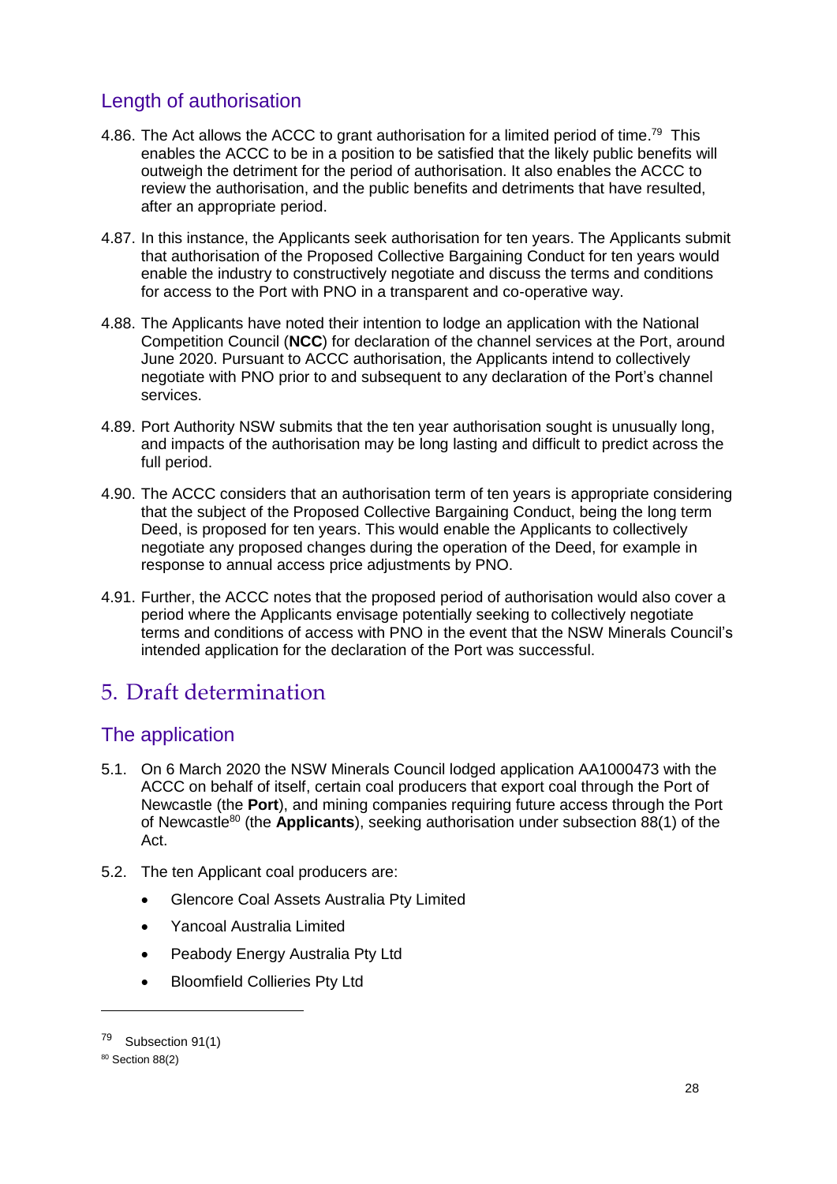## Length of authorisation

4.86. The Act allows the ACCC to grant authorisation for a limited period of time.[79] This enables the ACCC to be in a position to be satisfied that the likely public benefits will outweigh the detriment for the period of authorisation. It also enables the ACCC to review the authorisation, and the public benefits and detriments that have resulted, after an appropriate period.

4.87. In this instance, the Applicants seek authorisation for ten years. The Applicants submit that authorisation of the Proposed Collective Bargaining Conduct for ten years would enable the industry to constructively negotiate and discuss the terms and conditions for access to the Port with PNO in a transparent and co-operative way.

4.88. The Applicants have noted their intention to lodge an application with the National Competition Council (**NCC**) for declaration of the channel services at the Port, around June 2020. Pursuant to ACCC authorisation, the Applicants intend to collectively negotiate with PNO prior to and subsequent to any declaration of the Port's channel services.

4.89. Port Authority NSW submits that the ten year authorisation sought is unusually long, and impacts of the authorisation may be long lasting and difficult to predict across the full period.

4.90. The ACCC considers that an authorisation term of ten years is appropriate considering that the subject of the Proposed Collective Bargaining Conduct, being the long term Deed, is proposed for ten years. This would enable the Applicants to collectively negotiate any proposed changes during the operation of the Deed, for example in response to annual access price adjustments by PNO.

4.91. Further, the ACCC notes that the proposed period of authorisation would also cover a period where the Applicants envisage potentially seeking to collectively negotiate terms and conditions of access with PNO in the event that the NSW Minerals Council's intended application for the declaration of the Port was successful.

# 5. Draft determination

## The application

5.1. On 6 March 2020 the NSW Minerals Council lodged application AA1000473 with the ACCC on behalf of itself, certain coal producers that export coal through the Port of Newcastle (the **Port**), and mining companies requiring future access through the Port of Newcastle[80] (the **Applicants**), seeking authorisation under subsection 88(1) of the Act.

5.2. The ten Applicant coal producers are:

- Glencore Coal Assets Australia Pty Limited
- Yancoal Australia Limited
- Peabody Energy Australia Pty Ltd
- Bloomfield Collieries Pty Ltd

---

[79] Subsection 91(1)

[80] Section 88(2)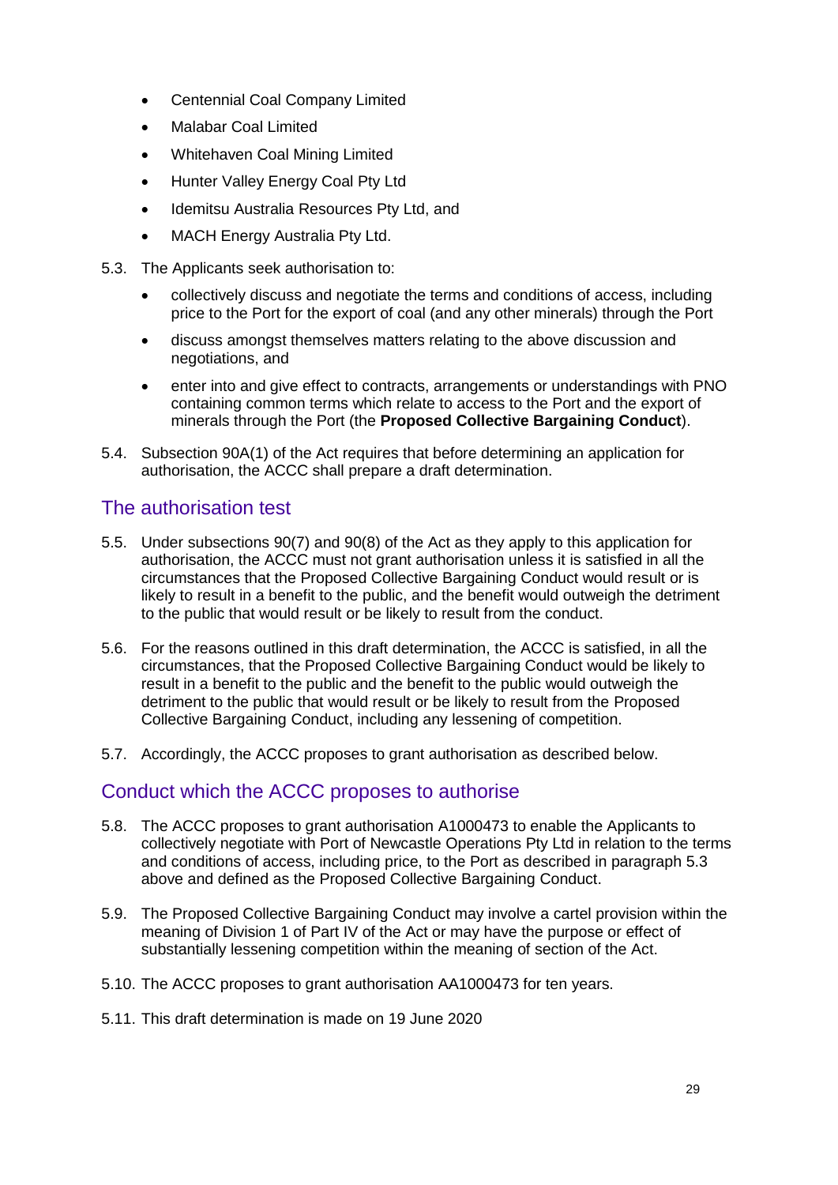- Centennial Coal Company Limited
- Malabar Coal Limited
- Whitehaven Coal Mining Limited
- Hunter Valley Energy Coal Pty Ltd
- Idemitsu Australia Resources Pty Ltd, and
- MACH Energy Australia Pty Ltd.

5.3. The Applicants seek authorisation to:

- collectively discuss and negotiate the terms and conditions of access, including price to the Port for the export of coal (and any other minerals) through the Port
- discuss amongst themselves matters relating to the above discussion and negotiations, and
- enter into and give effect to contracts, arrangements or understandings with PNO containing common terms which relate to access to the Port and the export of minerals through the Port (the **Proposed Collective Bargaining Conduct**).

5.4. Subsection 90A(1) of the Act requires that before determining an application for authorisation, the ACCC shall prepare a draft determination.

## The authorisation test

5.5. Under subsections 90(7) and 90(8) of the Act as they apply to this application for authorisation, the ACCC must not grant authorisation unless it is satisfied in all the circumstances that the Proposed Collective Bargaining Conduct would result or is likely to result in a benefit to the public, and the benefit would outweigh the detriment to the public that would result or be likely to result from the conduct.

5.6. For the reasons outlined in this draft determination, the ACCC is satisfied, in all the circumstances, that the Proposed Collective Bargaining Conduct would be likely to result in a benefit to the public and the benefit to the public would outweigh the detriment to the public that would result or be likely to result from the Proposed Collective Bargaining Conduct, including any lessening of competition.

5.7. Accordingly, the ACCC proposes to grant authorisation as described below.

## Conduct which the ACCC proposes to authorise

5.8. The ACCC proposes to grant authorisation A1000473 to enable the Applicants to collectively negotiate with Port of Newcastle Operations Pty Ltd in relation to the terms and conditions of access, including price, to the Port as described in paragraph 5.3 above and defined as the Proposed Collective Bargaining Conduct.

5.9. The Proposed Collective Bargaining Conduct may involve a cartel provision within the meaning of Division 1 of Part IV of the Act or may have the purpose or effect of substantially lessening competition within the meaning of section of the Act.

5.10. The ACCC proposes to grant authorisation AA1000473 for ten years.

5.11. This draft determination is made on 19 June 2020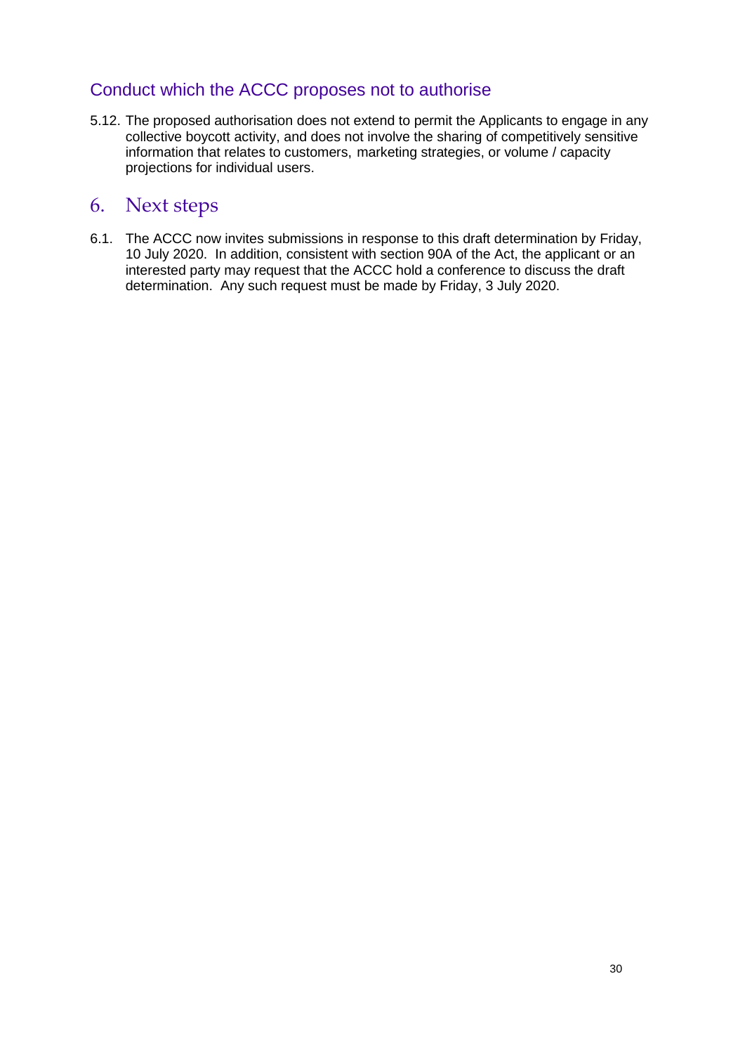### Conduct which the ACCC proposes not to authorise

5.12. The proposed authorisation does not extend to permit the Applicants to engage in any collective boycott activity, and does not involve the sharing of competitively sensitive information that relates to customers, marketing strategies, or volume / capacity projections for individual users.

## 6. Next steps

6.1. The ACCC now invites submissions in response to this draft determination by Friday, 10 July 2020. In addition, consistent with section 90A of the Act, the applicant or an interested party may request that the ACCC hold a conference to discuss the draft determination. Any such request must be made by Friday, 3 July 2020.